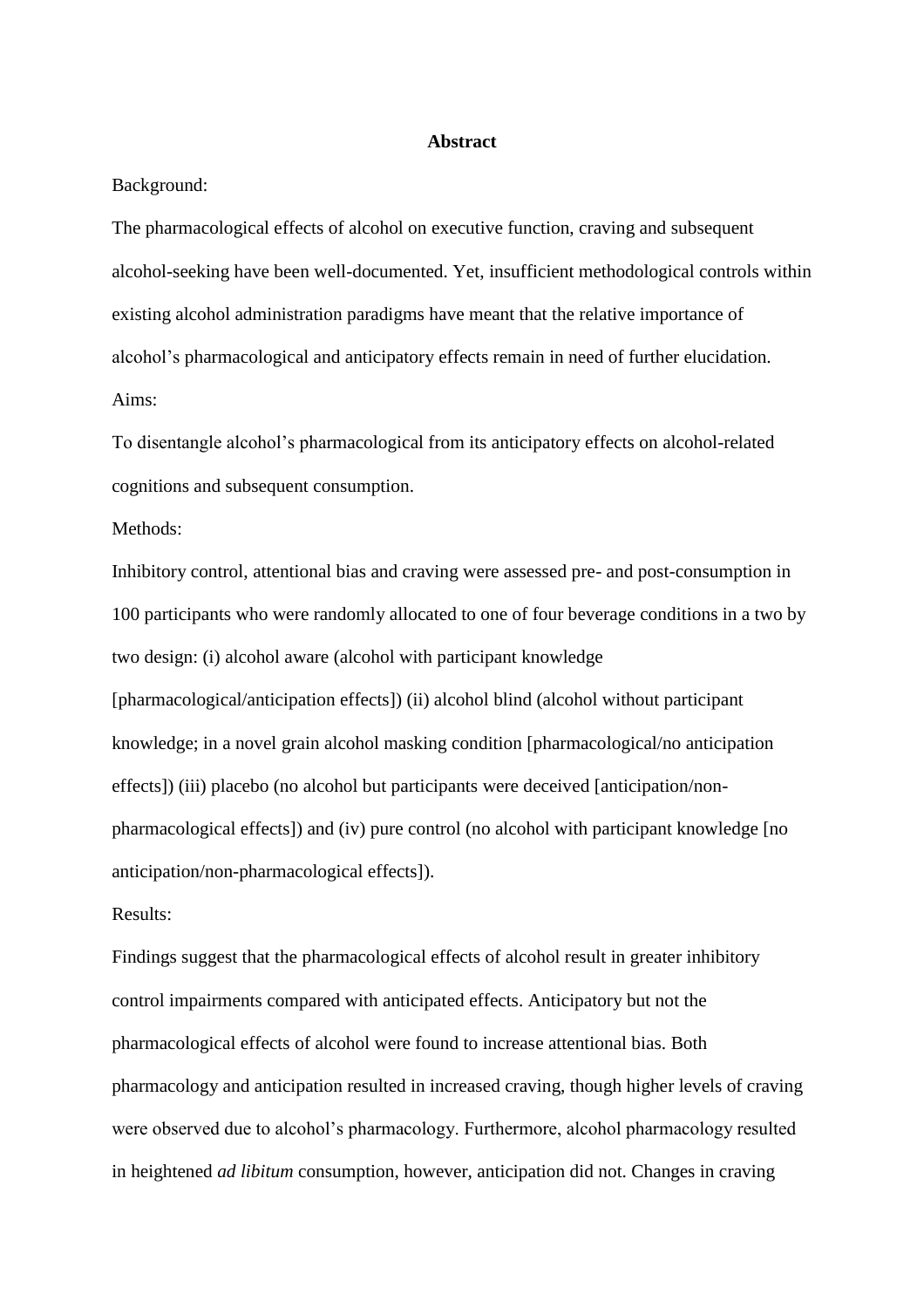**Abstract**

Background:

The pharmacological effects of alcohol on executive function, craving and subsequent alcohol-seeking have been well-documented. Yet, insufficient methodological controls within existing alcohol administration paradigms have meant that the relative importance of alcohol's pharmacological and anticipatory effects remain in need of further elucidation.

Aims:

To disentangle alcohol's pharmacological from its anticipatory effects on alcohol-related cognitions and subsequent consumption.

Methods:

Inhibitory control, attentional bias and craving were assessed pre- and post-consumption in 100 participants who were randomly allocated to one of four beverage conditions in a two by two design: (i) alcohol aware (alcohol with participant knowledge [pharmacological/anticipation effects]) (ii) alcohol blind (alcohol without participant knowledge; in a novel grain alcohol masking condition [pharmacological/no anticipation effects]) (iii) placebo (no alcohol but participants were deceived [anticipation/non-pharmacological effects]) and (iv) pure control (no alcohol with participant knowledge [no anticipation/non-pharmacological effects]).

Results:

Findings suggest that the pharmacological effects of alcohol result in greater inhibitory control impairments compared with anticipated effects. Anticipatory but not the pharmacological effects of alcohol were found to increase attentional bias. Both pharmacology and anticipation resulted in increased craving, though higher levels of craving were observed due to alcohol's pharmacology. Furthermore, alcohol pharmacology resulted in heightened *ad libitum* consumption, however, anticipation did not. Changes in craving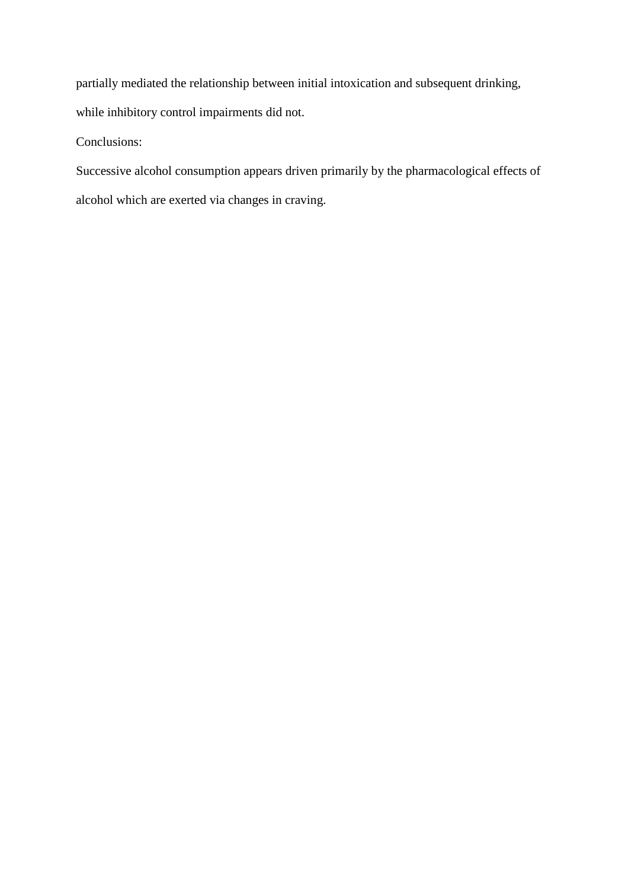partially mediated the relationship between initial intoxication and subsequent drinking, while inhibitory control impairments did not.

Conclusions:

Successive alcohol consumption appears driven primarily by the pharmacological effects of alcohol which are exerted via changes in craving.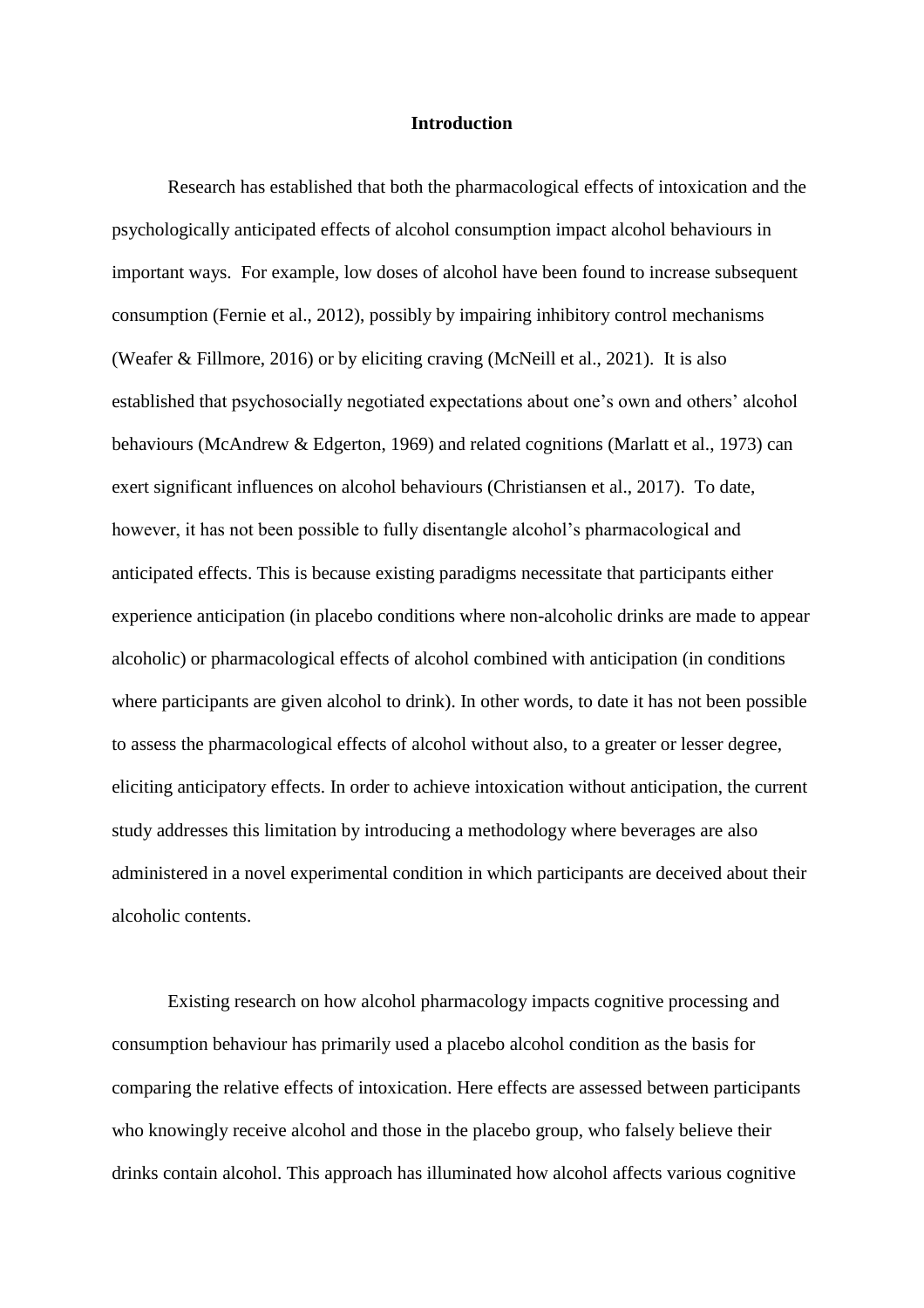# Introduction

Research has established that both the pharmacological effects of intoxication and the psychologically anticipated effects of alcohol consumption impact alcohol behaviours in important ways. For example, low doses of alcohol have been found to increase subsequent consumption (Fernie et al., 2012), possibly by impairing inhibitory control mechanisms (Weafer & Fillmore, 2016) or by eliciting craving (McNeill et al., 2021). It is also established that psychosocially negotiated expectations about one's own and others' alcohol behaviours (McAndrew & Edgerton, 1969) and related cognitions (Marlatt et al., 1973) can exert significant influences on alcohol behaviours (Christiansen et al., 2017). To date, however, it has not been possible to fully disentangle alcohol's pharmacological and anticipated effects. This is because existing paradigms necessitate that participants either experience anticipation (in placebo conditions where non-alcoholic drinks are made to appear alcoholic) or pharmacological effects of alcohol combined with anticipation (in conditions where participants are given alcohol to drink). In other words, to date it has not been possible to assess the pharmacological effects of alcohol without also, to a greater or lesser degree, eliciting anticipatory effects. In order to achieve intoxication without anticipation, the current study addresses this limitation by introducing a methodology where beverages are also administered in a novel experimental condition in which participants are deceived about their alcoholic contents.

Existing research on how alcohol pharmacology impacts cognitive processing and consumption behaviour has primarily used a placebo alcohol condition as the basis for comparing the relative effects of intoxication. Here effects are assessed between participants who knowingly receive alcohol and those in the placebo group, who falsely believe their drinks contain alcohol. This approach has illuminated how alcohol affects various cognitive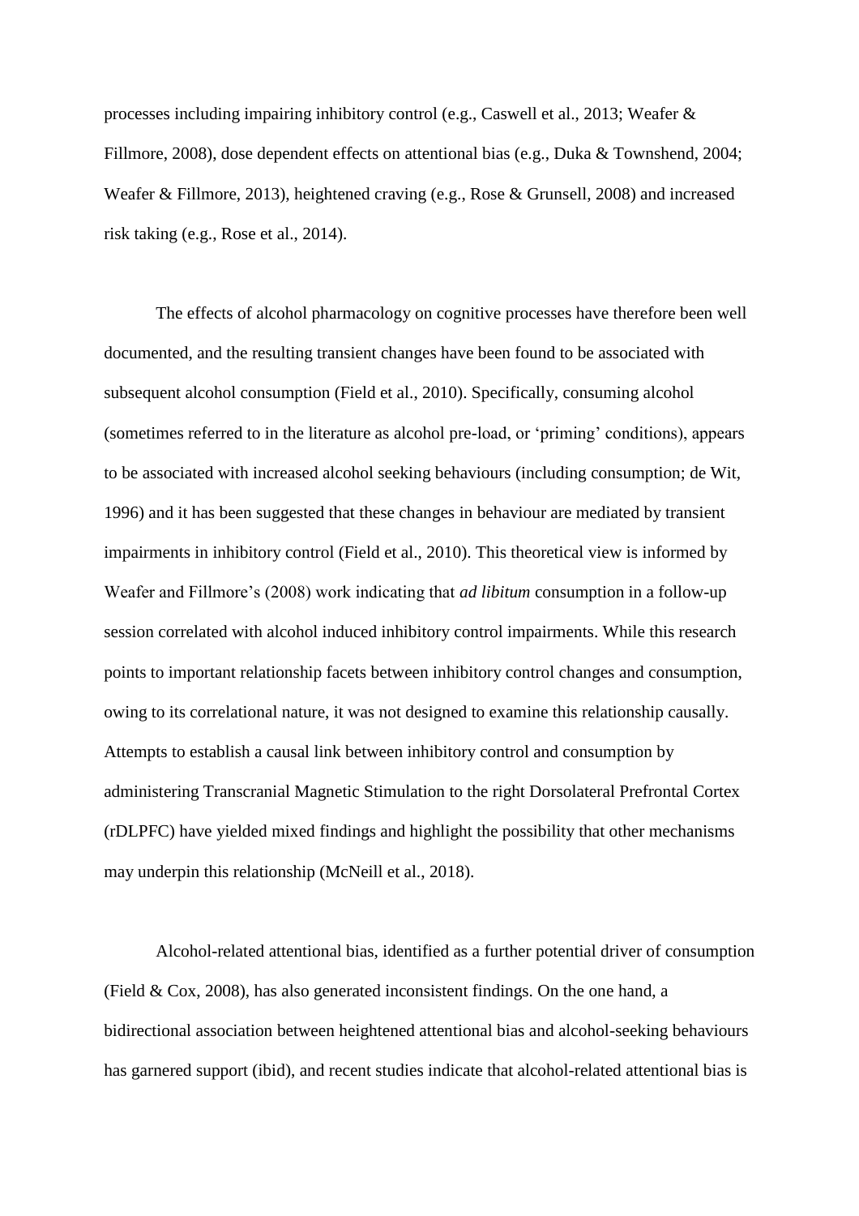processes including impairing inhibitory control (e.g., Caswell et al., 2013; Weafer & Fillmore, 2008), dose dependent effects on attentional bias (e.g., Duka & Townshend, 2004; Weafer & Fillmore, 2013), heightened craving (e.g., Rose & Grunsell, 2008) and increased risk taking (e.g., Rose et al., 2014).

The effects of alcohol pharmacology on cognitive processes have therefore been well documented, and the resulting transient changes have been found to be associated with subsequent alcohol consumption (Field et al., 2010). Specifically, consuming alcohol (sometimes referred to in the literature as alcohol pre-load, or 'priming' conditions), appears to be associated with increased alcohol seeking behaviours (including consumption; de Wit, 1996) and it has been suggested that these changes in behaviour are mediated by transient impairments in inhibitory control (Field et al., 2010). This theoretical view is informed by Weafer and Fillmore's (2008) work indicating that *ad libitum* consumption in a follow-up session correlated with alcohol induced inhibitory control impairments. While this research points to important relationship facets between inhibitory control changes and consumption, owing to its correlational nature, it was not designed to examine this relationship causally. Attempts to establish a causal link between inhibitory control and consumption by administering Transcranial Magnetic Stimulation to the right Dorsolateral Prefrontal Cortex (rDLPFC) have yielded mixed findings and highlight the possibility that other mechanisms may underpin this relationship (McNeill et al., 2018).

Alcohol-related attentional bias, identified as a further potential driver of consumption (Field & Cox, 2008), has also generated inconsistent findings. On the one hand, a bidirectional association between heightened attentional bias and alcohol-seeking behaviours has garnered support (ibid), and recent studies indicate that alcohol-related attentional bias is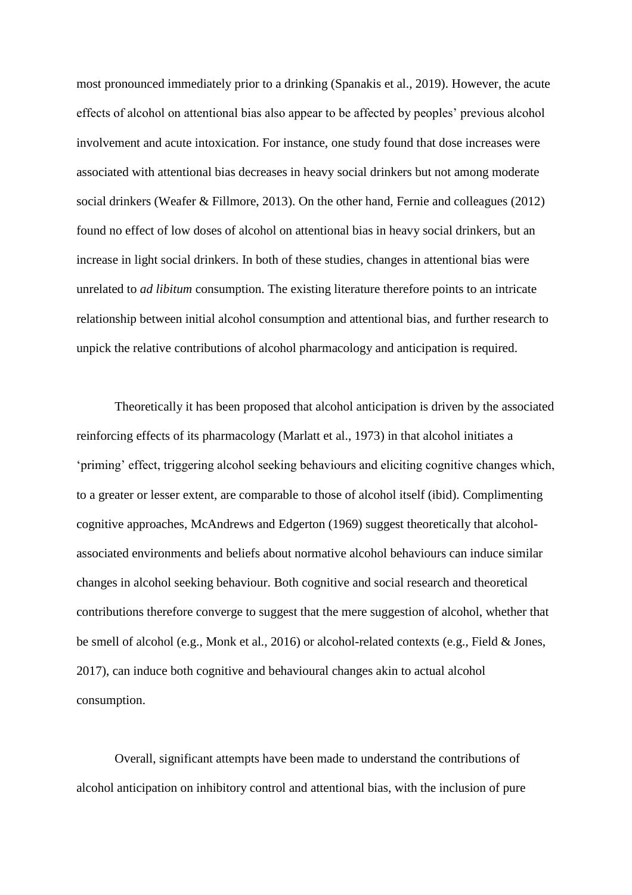most pronounced immediately prior to a drinking (Spanakis et al., 2019). However, the acute effects of alcohol on attentional bias also appear to be affected by peoples' previous alcohol involvement and acute intoxication. For instance, one study found that dose increases were associated with attentional bias decreases in heavy social drinkers but not among moderate social drinkers (Weafer & Fillmore, 2013). On the other hand, Fernie and colleagues (2012) found no effect of low doses of alcohol on attentional bias in heavy social drinkers, but an increase in light social drinkers. In both of these studies, changes in attentional bias were unrelated to *ad libitum* consumption. The existing literature therefore points to an intricate relationship between initial alcohol consumption and attentional bias, and further research to unpick the relative contributions of alcohol pharmacology and anticipation is required.

Theoretically it has been proposed that alcohol anticipation is driven by the associated reinforcing effects of its pharmacology (Marlatt et al., 1973) in that alcohol initiates a 'priming' effect, triggering alcohol seeking behaviours and eliciting cognitive changes which, to a greater or lesser extent, are comparable to those of alcohol itself (ibid). Complimenting cognitive approaches, McAndrews and Edgerton (1969) suggest theoretically that alcohol-associated environments and beliefs about normative alcohol behaviours can induce similar changes in alcohol seeking behaviour. Both cognitive and social research and theoretical contributions therefore converge to suggest that the mere suggestion of alcohol, whether that be smell of alcohol (e.g., Monk et al., 2016) or alcohol-related contexts (e.g., Field & Jones, 2017), can induce both cognitive and behavioural changes akin to actual alcohol consumption.

Overall, significant attempts have been made to understand the contributions of alcohol anticipation on inhibitory control and attentional bias, with the inclusion of pure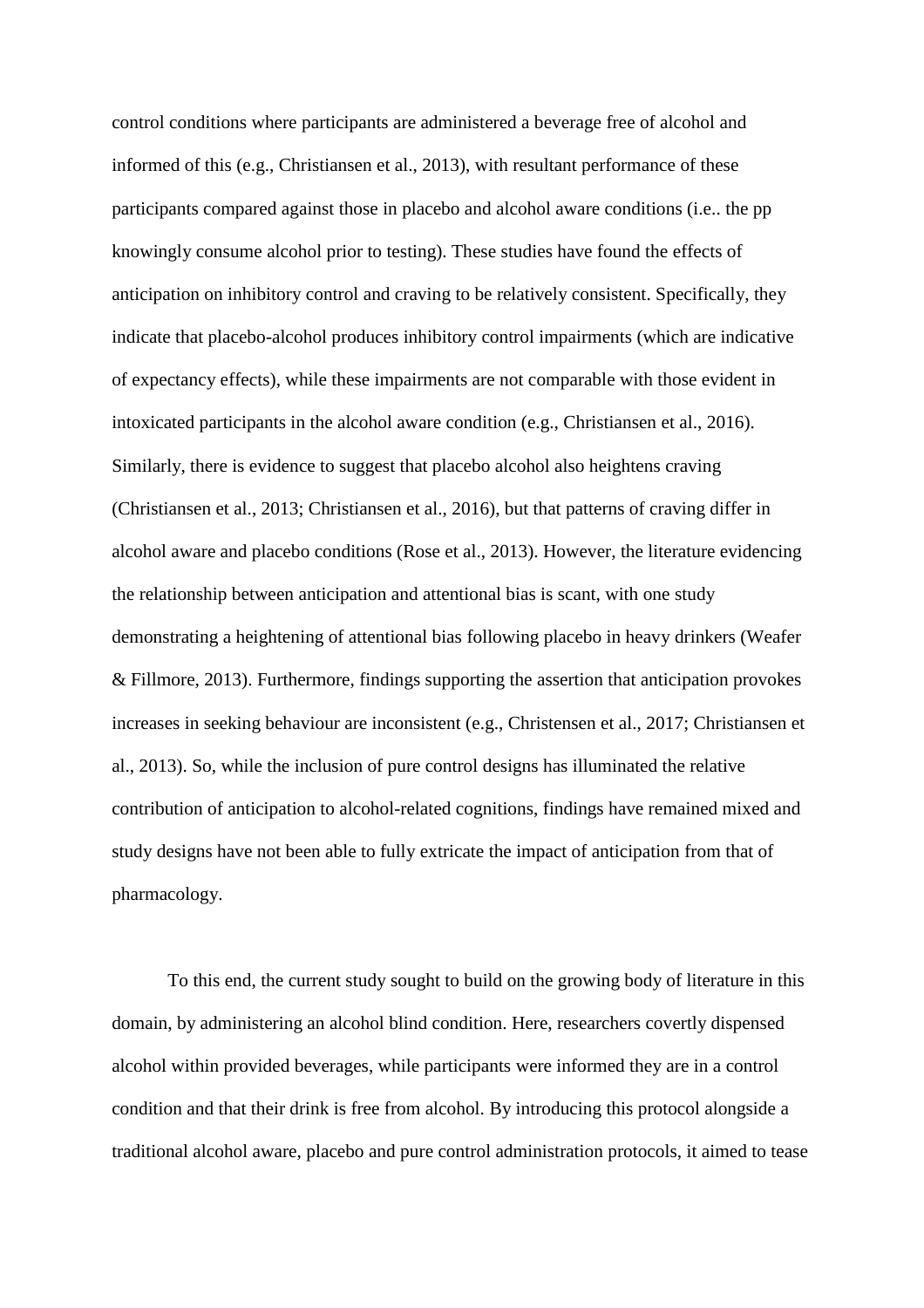control conditions where participants are administered a beverage free of alcohol and informed of this (e.g., Christiansen et al., 2013), with resultant performance of these participants compared against those in placebo and alcohol aware conditions (i.e.. the pp knowingly consume alcohol prior to testing). These studies have found the effects of anticipation on inhibitory control and craving to be relatively consistent. Specifically, they indicate that placebo-alcohol produces inhibitory control impairments (which are indicative of expectancy effects), while these impairments are not comparable with those evident in intoxicated participants in the alcohol aware condition (e.g., Christiansen et al., 2016). Similarly, there is evidence to suggest that placebo alcohol also heightens craving (Christiansen et al., 2013; Christiansen et al., 2016), but that patterns of craving differ in alcohol aware and placebo conditions (Rose et al., 2013). However, the literature evidencing the relationship between anticipation and attentional bias is scant, with one study demonstrating a heightening of attentional bias following placebo in heavy drinkers (Weafer & Fillmore, 2013). Furthermore, findings supporting the assertion that anticipation provokes increases in seeking behaviour are inconsistent (e.g., Christensen et al., 2017; Christiansen et al., 2013). So, while the inclusion of pure control designs has illuminated the relative contribution of anticipation to alcohol-related cognitions, findings have remained mixed and study designs have not been able to fully extricate the impact of anticipation from that of pharmacology.

To this end, the current study sought to build on the growing body of literature in this domain, by administering an alcohol blind condition. Here, researchers covertly dispensed alcohol within provided beverages, while participants were informed they are in a control condition and that their drink is free from alcohol. By introducing this protocol alongside a traditional alcohol aware, placebo and pure control administration protocols, it aimed to tease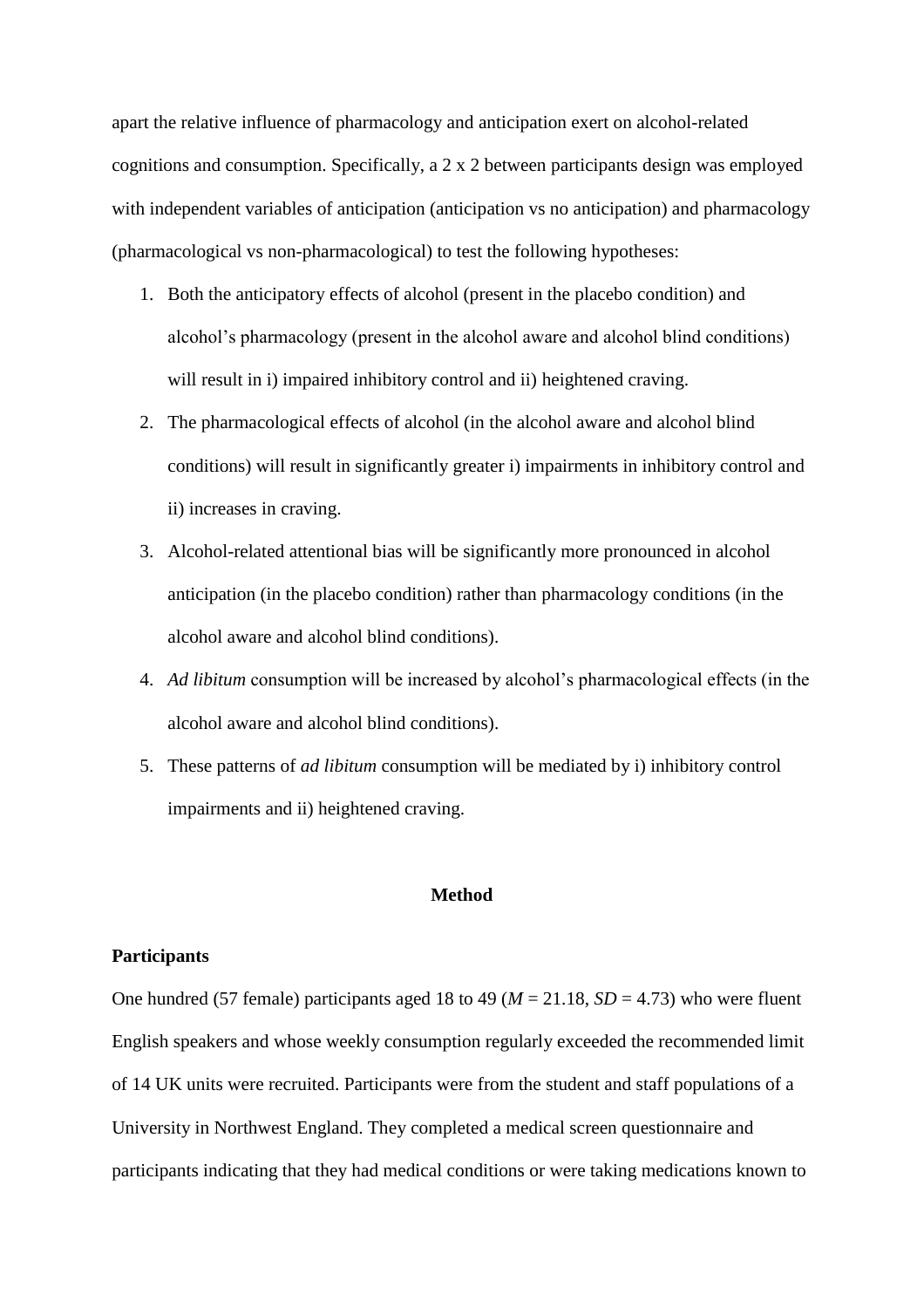apart the relative influence of pharmacology and anticipation exert on alcohol-related cognitions and consumption. Specifically, a 2 x 2 between participants design was employed with independent variables of anticipation (anticipation vs no anticipation) and pharmacology (pharmacological vs non-pharmacological) to test the following hypotheses:

1. Both the anticipatory effects of alcohol (present in the placebo condition) and alcohol's pharmacology (present in the alcohol aware and alcohol blind conditions) will result in i) impaired inhibitory control and ii) heightened craving.
2. The pharmacological effects of alcohol (in the alcohol aware and alcohol blind conditions) will result in significantly greater i) impairments in inhibitory control and ii) increases in craving.
3. Alcohol-related attentional bias will be significantly more pronounced in alcohol anticipation (in the placebo condition) rather than pharmacology conditions (in the alcohol aware and alcohol blind conditions).
4. *Ad libitum* consumption will be increased by alcohol's pharmacological effects (in the alcohol aware and alcohol blind conditions).
5. These patterns of *ad libitum* consumption will be mediated by i) inhibitory control impairments and ii) heightened craving.

## Method

### Participants

One hundred (57 female) participants aged 18 to 49 ($M$ = 21.18, $SD$ = 4.73) who were fluent English speakers and whose weekly consumption regularly exceeded the recommended limit of 14 UK units were recruited. Participants were from the student and staff populations of a University in Northwest England. They completed a medical screen questionnaire and participants indicating that they had medical conditions or were taking medications known to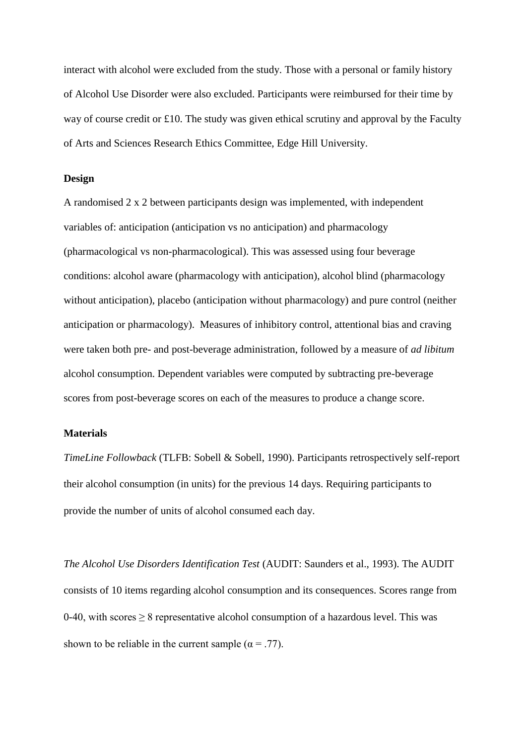interact with alcohol were excluded from the study. Those with a personal or family history of Alcohol Use Disorder were also excluded. Participants were reimbursed for their time by way of course credit or £10. The study was given ethical scrutiny and approval by the Faculty of Arts and Sciences Research Ethics Committee, Edge Hill University.

**Design**

A randomised 2 x 2 between participants design was implemented, with independent variables of: anticipation (anticipation vs no anticipation) and pharmacology (pharmacological vs non-pharmacological). This was assessed using four beverage conditions: alcohol aware (pharmacology with anticipation), alcohol blind (pharmacology without anticipation), placebo (anticipation without pharmacology) and pure control (neither anticipation or pharmacology). Measures of inhibitory control, attentional bias and craving were taken both pre- and post-beverage administration, followed by a measure of *ad libitum* alcohol consumption. Dependent variables were computed by subtracting pre-beverage scores from post-beverage scores on each of the measures to produce a change score.

**Materials**

*TimeLine Followback* (TLFB: Sobell & Sobell, 1990). Participants retrospectively self-report their alcohol consumption (in units) for the previous 14 days. Requiring participants to provide the number of units of alcohol consumed each day.

*The Alcohol Use Disorders Identification Test* (AUDIT: Saunders et al., 1993). The AUDIT consists of 10 items regarding alcohol consumption and its consequences. Scores range from 0-40, with scores $\geq 8$ representative alcohol consumption of a hazardous level. This was shown to be reliable in the current sample ($\alpha = .77$).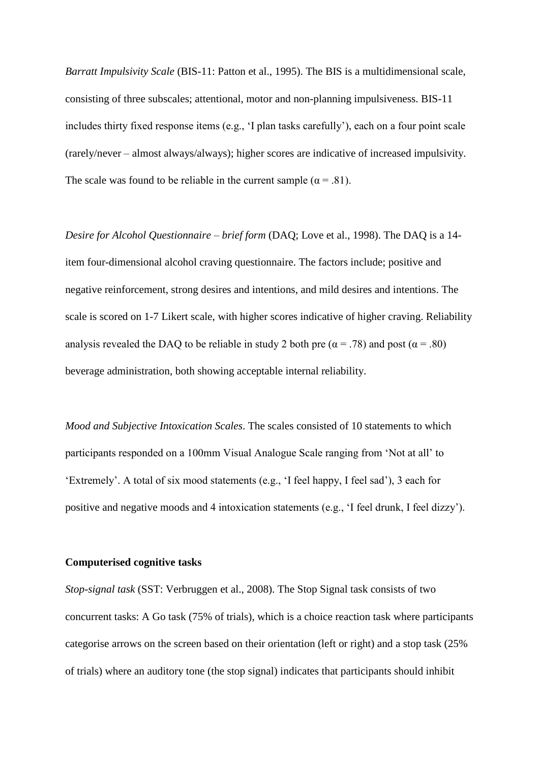*Barratt Impulsivity Scale* (BIS-11: Patton et al., 1995). The BIS is a multidimensional scale, consisting of three subscales; attentional, motor and non-planning impulsiveness. BIS-11 includes thirty fixed response items (e.g., 'I plan tasks carefully'), each on a four point scale (rarely/never – almost always/always); higher scores are indicative of increased impulsivity. The scale was found to be reliable in the current sample ($\alpha = .81$).

*Desire for Alcohol Questionnaire – brief form* (DAQ; Love et al., 1998). The DAQ is a 14-item four-dimensional alcohol craving questionnaire. The factors include; positive and negative reinforcement, strong desires and intentions, and mild desires and intentions. The scale is scored on 1-7 Likert scale, with higher scores indicative of higher craving. Reliability analysis revealed the DAQ to be reliable in study 2 both pre ($\alpha = .78$) and post ($\alpha = .80$) beverage administration, both showing acceptable internal reliability.

*Mood and Subjective Intoxication Scales*. The scales consisted of 10 statements to which participants responded on a 100mm Visual Analogue Scale ranging from 'Not at all' to 'Extremely'. A total of six mood statements (e.g., 'I feel happy, I feel sad'), 3 each for positive and negative moods and 4 intoxication statements (e.g., 'I feel drunk, I feel dizzy').

**Computerised cognitive tasks**

*Stop-signal task* (SST: Verbruggen et al., 2008). The Stop Signal task consists of two concurrent tasks: A Go task (75% of trials), which is a choice reaction task where participants categorise arrows on the screen based on their orientation (left or right) and a stop task (25% of trials) where an auditory tone (the stop signal) indicates that participants should inhibit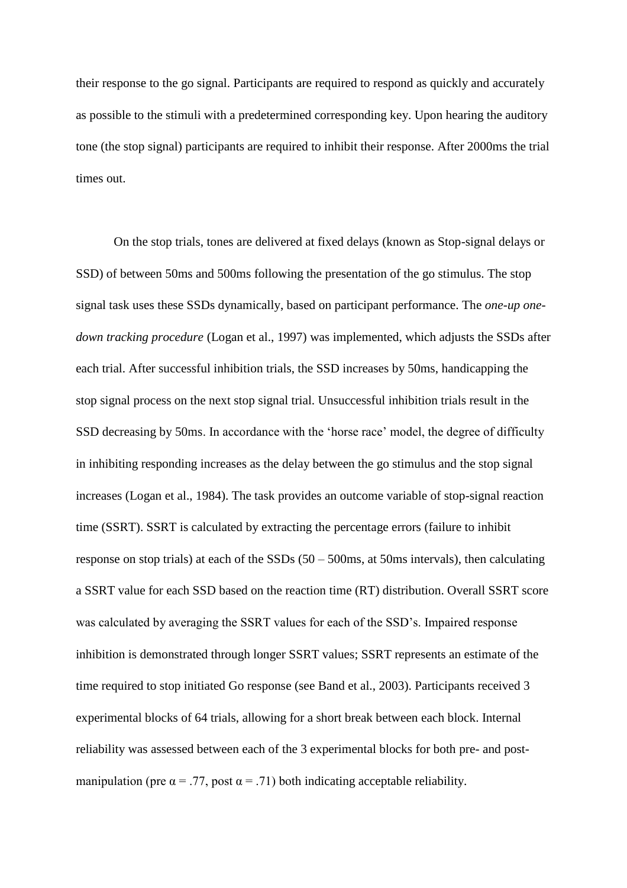their response to the go signal. Participants are required to respond as quickly and accurately as possible to the stimuli with a predetermined corresponding key. Upon hearing the auditory tone (the stop signal) participants are required to inhibit their response. After 2000ms the trial times out.

On the stop trials, tones are delivered at fixed delays (known as Stop-signal delays or SSD) of between 50ms and 500ms following the presentation of the go stimulus. The stop signal task uses these SSDs dynamically, based on participant performance. The *one-up one-down tracking procedure* (Logan et al., 1997) was implemented, which adjusts the SSDs after each trial. After successful inhibition trials, the SSD increases by 50ms, handicapping the stop signal process on the next stop signal trial. Unsuccessful inhibition trials result in the SSD decreasing by 50ms. In accordance with the 'horse race' model, the degree of difficulty in inhibiting responding increases as the delay between the go stimulus and the stop signal increases (Logan et al., 1984). The task provides an outcome variable of stop-signal reaction time (SSRT). SSRT is calculated by extracting the percentage errors (failure to inhibit response on stop trials) at each of the SSDs (50 – 500ms, at 50ms intervals), then calculating a SSRT value for each SSD based on the reaction time (RT) distribution. Overall SSRT score was calculated by averaging the SSRT values for each of the SSD's. Impaired response inhibition is demonstrated through longer SSRT values; SSRT represents an estimate of the time required to stop initiated Go response (see Band et al., 2003). Participants received 3 experimental blocks of 64 trials, allowing for a short break between each block. Internal reliability was assessed between each of the 3 experimental blocks for both pre- and post-manipulation (pre $\alpha = .77$, post $\alpha = .71$) both indicating acceptable reliability.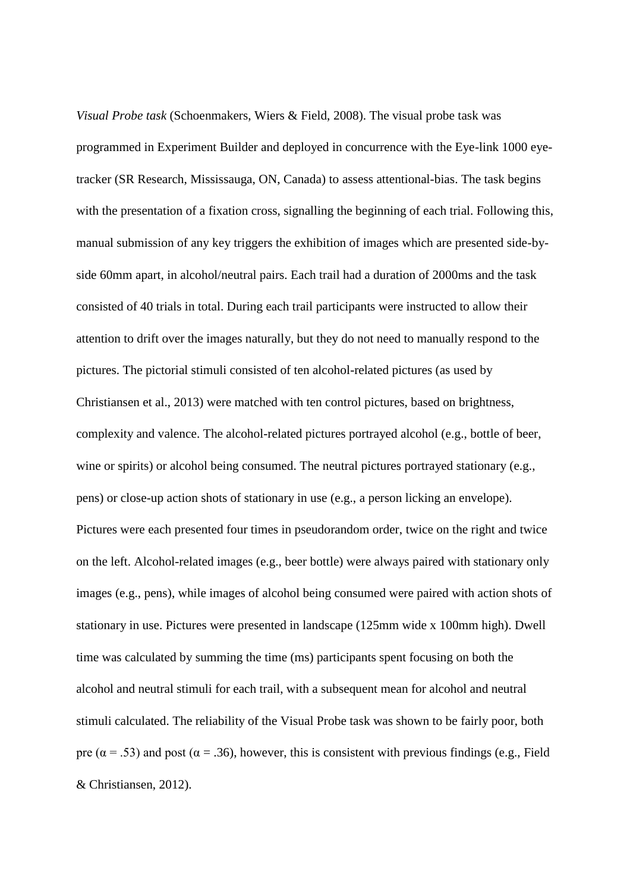*Visual Probe task* (Schoenmakers, Wiers & Field, 2008). The visual probe task was programmed in Experiment Builder and deployed in concurrence with the Eye-link 1000 eye-tracker (SR Research, Mississauga, ON, Canada) to assess attentional-bias. The task begins with the presentation of a fixation cross, signalling the beginning of each trial. Following this, manual submission of any key triggers the exhibition of images which are presented side-by-side 60mm apart, in alcohol/neutral pairs. Each trail had a duration of 2000ms and the task consisted of 40 trials in total. During each trail participants were instructed to allow their attention to drift over the images naturally, but they do not need to manually respond to the pictures. The pictorial stimuli consisted of ten alcohol-related pictures (as used by Christiansen et al., 2013) were matched with ten control pictures, based on brightness, complexity and valence. The alcohol-related pictures portrayed alcohol (e.g., bottle of beer, wine or spirits) or alcohol being consumed. The neutral pictures portrayed stationary (e.g., pens) or close-up action shots of stationary in use (e.g., a person licking an envelope). Pictures were each presented four times in pseudorandom order, twice on the right and twice on the left. Alcohol-related images (e.g., beer bottle) were always paired with stationary only images (e.g., pens), while images of alcohol being consumed were paired with action shots of stationary in use. Pictures were presented in landscape (125mm wide x 100mm high). Dwell time was calculated by summing the time (ms) participants spent focusing on both the alcohol and neutral stimuli for each trail, with a subsequent mean for alcohol and neutral stimuli calculated. The reliability of the Visual Probe task was shown to be fairly poor, both pre ($\alpha = .53$) and post ($\alpha = .36$), however, this is consistent with previous findings (e.g., Field & Christiansen, 2012).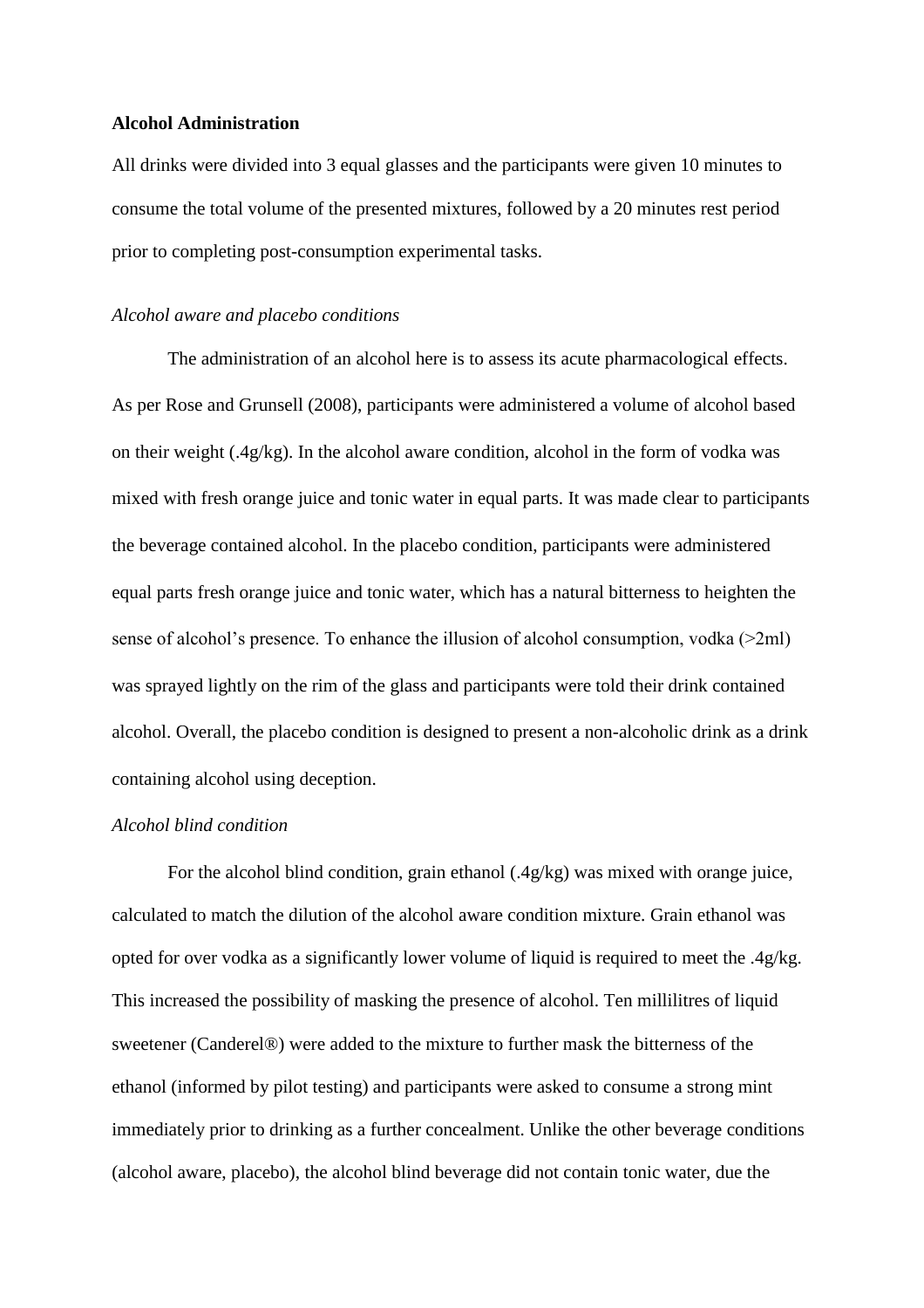**Alcohol Administration**

All drinks were divided into 3 equal glasses and the participants were given 10 minutes to consume the total volume of the presented mixtures, followed by a 20 minutes rest period prior to completing post-consumption experimental tasks.

*Alcohol aware and placebo conditions*

The administration of an alcohol here is to assess its acute pharmacological effects. As per Rose and Grunsell (2008), participants were administered a volume of alcohol based on their weight (.4g/kg). In the alcohol aware condition, alcohol in the form of vodka was mixed with fresh orange juice and tonic water in equal parts. It was made clear to participants the beverage contained alcohol. In the placebo condition, participants were administered equal parts fresh orange juice and tonic water, which has a natural bitterness to heighten the sense of alcohol's presence. To enhance the illusion of alcohol consumption, vodka (>2ml) was sprayed lightly on the rim of the glass and participants were told their drink contained alcohol. Overall, the placebo condition is designed to present a non-alcoholic drink as a drink containing alcohol using deception.

*Alcohol blind condition*

For the alcohol blind condition, grain ethanol (.4g/kg) was mixed with orange juice, calculated to match the dilution of the alcohol aware condition mixture. Grain ethanol was opted for over vodka as a significantly lower volume of liquid is required to meet the .4g/kg. This increased the possibility of masking the presence of alcohol. Ten millilitres of liquid sweetener (Canderel®) were added to the mixture to further mask the bitterness of the ethanol (informed by pilot testing) and participants were asked to consume a strong mint immediately prior to drinking as a further concealment. Unlike the other beverage conditions (alcohol aware, placebo), the alcohol blind beverage did not contain tonic water, due the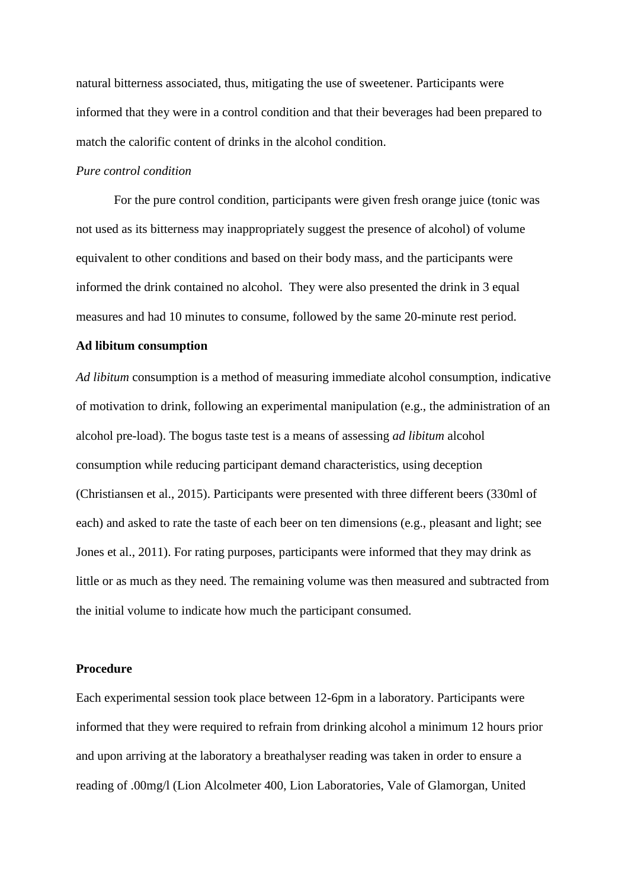natural bitterness associated, thus, mitigating the use of sweetener. Participants were informed that they were in a control condition and that their beverages had been prepared to match the calorific content of drinks in the alcohol condition.

*Pure control condition*

For the pure control condition, participants were given fresh orange juice (tonic was not used as its bitterness may inappropriately suggest the presence of alcohol) of volume equivalent to other conditions and based on their body mass, and the participants were informed the drink contained no alcohol. They were also presented the drink in 3 equal measures and had 10 minutes to consume, followed by the same 20-minute rest period.

**Ad libitum consumption**

*Ad libitum* consumption is a method of measuring immediate alcohol consumption, indicative of motivation to drink, following an experimental manipulation (e.g., the administration of an alcohol pre-load). The bogus taste test is a means of assessing *ad libitum* alcohol consumption while reducing participant demand characteristics, using deception (Christiansen et al., 2015). Participants were presented with three different beers (330ml of each) and asked to rate the taste of each beer on ten dimensions (e.g., pleasant and light; see Jones et al., 2011). For rating purposes, participants were informed that they may drink as little or as much as they need. The remaining volume was then measured and subtracted from the initial volume to indicate how much the participant consumed.

**Procedure**

Each experimental session took place between 12-6pm in a laboratory. Participants were informed that they were required to refrain from drinking alcohol a minimum 12 hours prior and upon arriving at the laboratory a breathalyser reading was taken in order to ensure a reading of .00mg/l (Lion Alcolmeter 400, Lion Laboratories, Vale of Glamorgan, United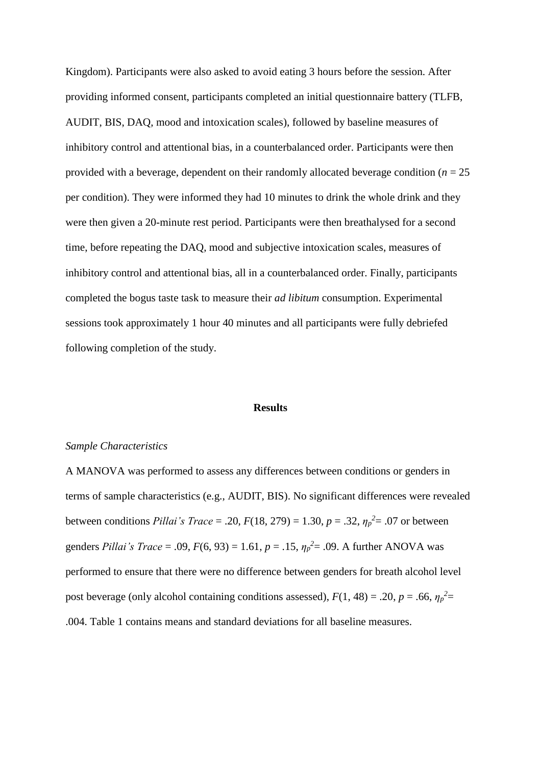Kingdom). Participants were also asked to avoid eating 3 hours before the session. After providing informed consent, participants completed an initial questionnaire battery (TLFB, AUDIT, BIS, DAQ, mood and intoxication scales), followed by baseline measures of inhibitory control and attentional bias, in a counterbalanced order. Participants were then provided with a beverage, dependent on their randomly allocated beverage condition ($n$ = 25 per condition). They were informed they had 10 minutes to drink the whole drink and they were then given a 20-minute rest period. Participants were then breathalysed for a second time, before repeating the DAQ, mood and subjective intoxication scales, measures of inhibitory control and attentional bias, all in a counterbalanced order. Finally, participants completed the bogus taste task to measure their *ad libitum* consumption. Experimental sessions took approximately 1 hour 40 minutes and all participants were fully debriefed following completion of the study.

## Results

*Sample Characteristics*

A MANOVA was performed to assess any differences between conditions or genders in terms of sample characteristics (e.g., AUDIT, BIS). No significant differences were revealed between conditions *Pillai's Trace* = .20, $F(18, 279) = 1.30$, $p = .32$, $\eta_p^2 = .07$ or between genders *Pillai's Trace* = .09, $F(6, 93) = 1.61$, $p = .15$, $\eta_p^2 = .09$. A further ANOVA was performed to ensure that there were no difference between genders for breath alcohol level post beverage (only alcohol containing conditions assessed), $F(1, 48) = .20$, $p = .66$, $\eta_p^2 =$ .004. Table 1 contains means and standard deviations for all baseline measures.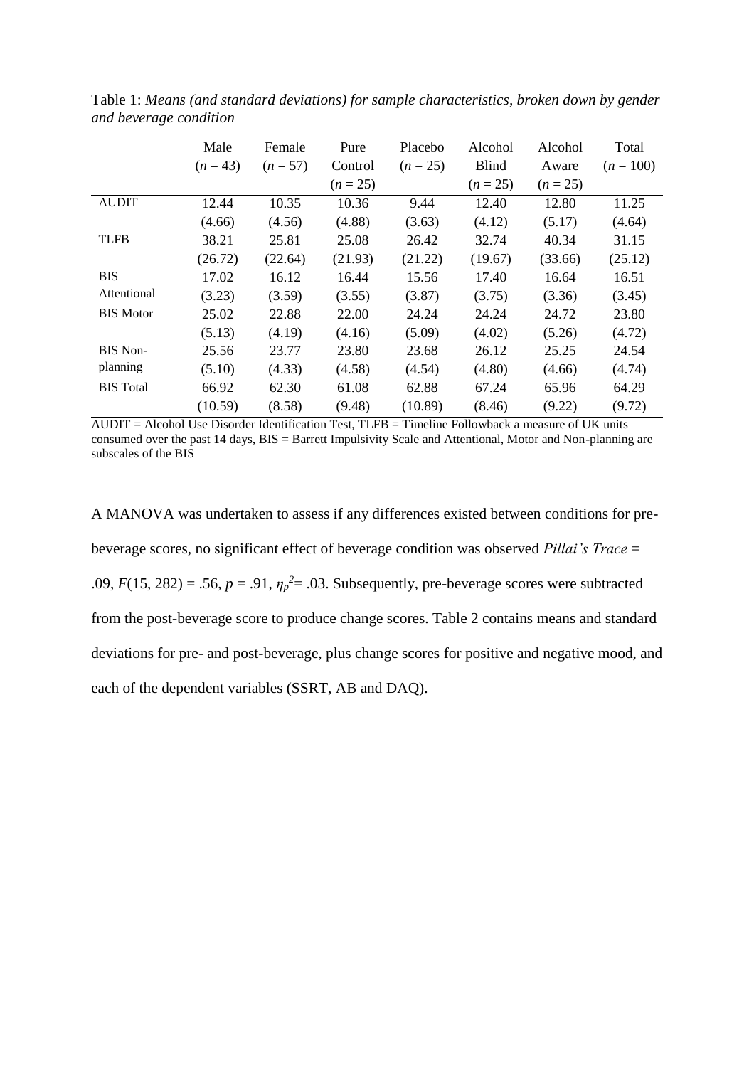Table 1: *Means (and standard deviations) for sample characteristics, broken down by gender and beverage condition*

| | Male ($n$ = 43) | Female ($n$ = 57) | Pure Control ($n$ = 25) | Placebo ($n$ = 25) | Alcohol Blind ($n$ = 25) | Alcohol Aware ($n$ = 25) | Total ($n$ = 100) |
|---|---|---|---|---|---|---|---|
| AUDIT | 12.44 | 10.35 | 10.36 | 9.44 | 12.40 | 12.80 | 11.25 |
| | (4.66) | (4.56) | (4.88) | (3.63) | (4.12) | (5.17) | (4.64) |
| TLFB | 38.21 | 25.81 | 25.08 | 26.42 | 32.74 | 40.34 | 31.15 |
| | (26.72) | (22.64) | (21.93) | (21.22) | (19.67) | (33.66) | (25.12) |
| BIS Attentional | 17.02 | 16.12 | 16.44 | 15.56 | 17.40 | 16.64 | 16.51 |
| | (3.23) | (3.59) | (3.55) | (3.87) | (3.75) | (3.36) | (3.45) |
| BIS Motor | 25.02 | 22.88 | 22.00 | 24.24 | 24.24 | 24.72 | 23.80 |
| | (5.13) | (4.19) | (4.16) | (5.09) | (4.02) | (5.26) | (4.72) |
| BIS Non-planning | 25.56 | 23.77 | 23.80 | 23.68 | 26.12 | 25.25 | 24.54 |
| | (5.10) | (4.33) | (4.58) | (4.54) | (4.80) | (4.66) | (4.74) |
| BIS Total | 66.92 | 62.30 | 61.08 | 62.88 | 67.24 | 65.96 | 64.29 |
| | (10.59) | (8.58) | (9.48) | (10.89) | (8.46) | (9.22) | (9.72) |

AUDIT = Alcohol Use Disorder Identification Test, TLFB = Timeline Followback a measure of UK units consumed over the past 14 days, BIS = Barrett Impulsivity Scale and Attentional, Motor and Non-planning are subscales of the BIS

A MANOVA was undertaken to assess if any differences existed between conditions for pre-beverage scores, no significant effect of beverage condition was observed *Pillai's Trace* = .09, $F(15, 282) = .56$, $p = .91$, $\eta_p^2 = .03$. Subsequently, pre-beverage scores were subtracted from the post-beverage score to produce change scores. Table 2 contains means and standard deviations for pre- and post-beverage, plus change scores for positive and negative mood, and each of the dependent variables (SSRT, AB and DAQ).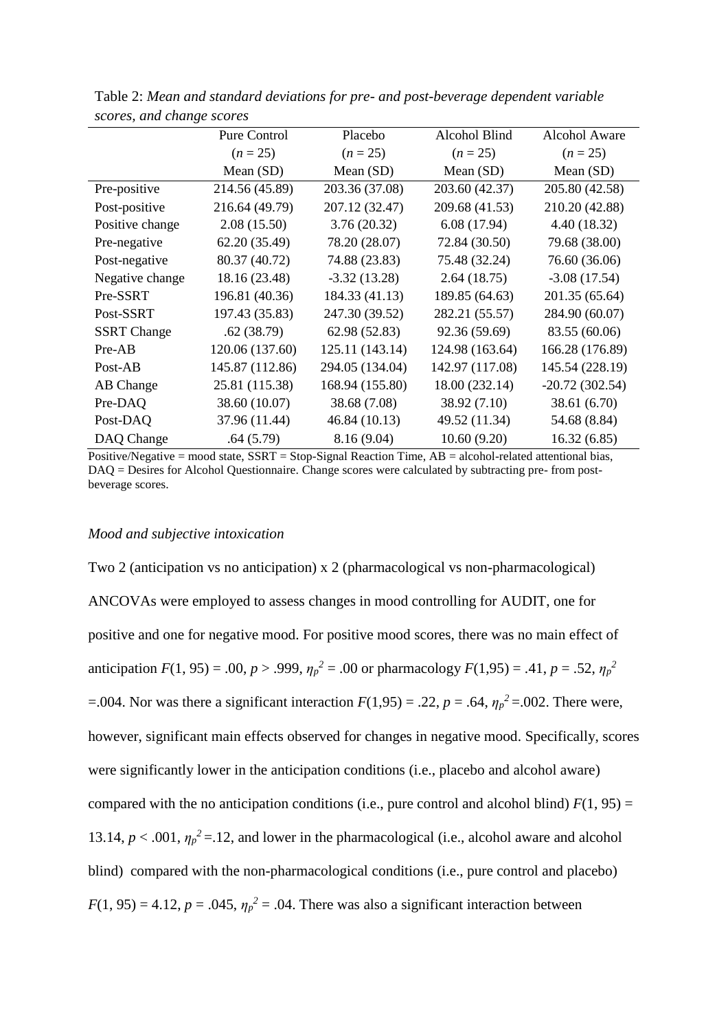Table 2: *Mean and standard deviations for pre- and post-beverage dependent variable scores, and change scores*

| | Pure Control ($n$ = 25) Mean (SD) | Placebo ($n$ = 25) Mean (SD) | Alcohol Blind ($n$ = 25) Mean (SD) | Alcohol Aware ($n$ = 25) Mean (SD) |
|---|---|---|---|---|
| Pre-positive | 214.56 (45.89) | 203.36 (37.08) | 203.60 (42.37) | 205.80 (42.58) |
| Post-positive | 216.64 (49.79) | 207.12 (32.47) | 209.68 (41.53) | 210.20 (42.88) |
| Positive change | 2.08 (15.50) | 3.76 (20.32) | 6.08 (17.94) | 4.40 (18.32) |
| Pre-negative | 62.20 (35.49) | 78.20 (28.07) | 72.84 (30.50) | 79.68 (38.00) |
| Post-negative | 80.37 (40.72) | 74.88 (23.83) | 75.48 (32.24) | 76.60 (36.06) |
| Negative change | 18.16 (23.48) | -3.32 (13.28) | 2.64 (18.75) | -3.08 (17.54) |
| Pre-SSRT | 196.81 (40.36) | 184.33 (41.13) | 189.85 (64.63) | 201.35 (65.64) |
| Post-SSRT | 197.43 (35.83) | 247.30 (39.52) | 282.21 (55.57) | 284.90 (60.07) |
| SSRT Change | .62 (38.79) | 62.98 (52.83) | 92.36 (59.69) | 83.55 (60.06) |
| Pre-AB | 120.06 (137.60) | 125.11 (143.14) | 124.98 (163.64) | 166.28 (176.89) |
| Post-AB | 145.87 (112.86) | 294.05 (134.04) | 142.97 (117.08) | 145.54 (228.19) |
| AB Change | 25.81 (115.38) | 168.94 (155.80) | 18.00 (232.14) | -20.72 (302.54) |
| Pre-DAQ | 38.60 (10.07) | 38.68 (7.08) | 38.92 (7.10) | 38.61 (6.70) |
| Post-DAQ | 37.96 (11.44) | 46.84 (10.13) | 49.52 (11.34) | 54.68 (8.84) |
| DAQ Change | .64 (5.79) | 8.16 (9.04) | 10.60 (9.20) | 16.32 (6.85) |

Positive/Negative = mood state, SSRT = Stop-Signal Reaction Time, AB = alcohol-related attentional bias, DAQ = Desires for Alcohol Questionnaire. Change scores were calculated by subtracting pre- from post-beverage scores.

*Mood and subjective intoxication*

Two 2 (anticipation vs no anticipation) x 2 (pharmacological vs non-pharmacological) ANCOVAs were employed to assess changes in mood controlling for AUDIT, one for positive and one for negative mood. For positive mood scores, there was no main effect of anticipation $F(1, 95) = .00$, $p > .999$, $\eta_p^2 = .00$ or pharmacology $F(1,95) = .41$, $p = .52$, $\eta_p^2 = .004$. Nor was there a significant interaction $F(1,95) = .22$, $p = .64$, $\eta_p^2 = .002$. There were, however, significant main effects observed for changes in negative mood. Specifically, scores were significantly lower in the anticipation conditions (i.e., placebo and alcohol aware) compared with the no anticipation conditions (i.e., pure control and alcohol blind) $F(1, 95) = 13.14$, $p < .001$, $\eta_p^2 = .12$, and lower in the pharmacological (i.e., alcohol aware and alcohol blind) compared with the non-pharmacological conditions (i.e., pure control and placebo) $F(1, 95) = 4.12$, $p = .045$, $\eta_p^2 = .04$. There was also a significant interaction between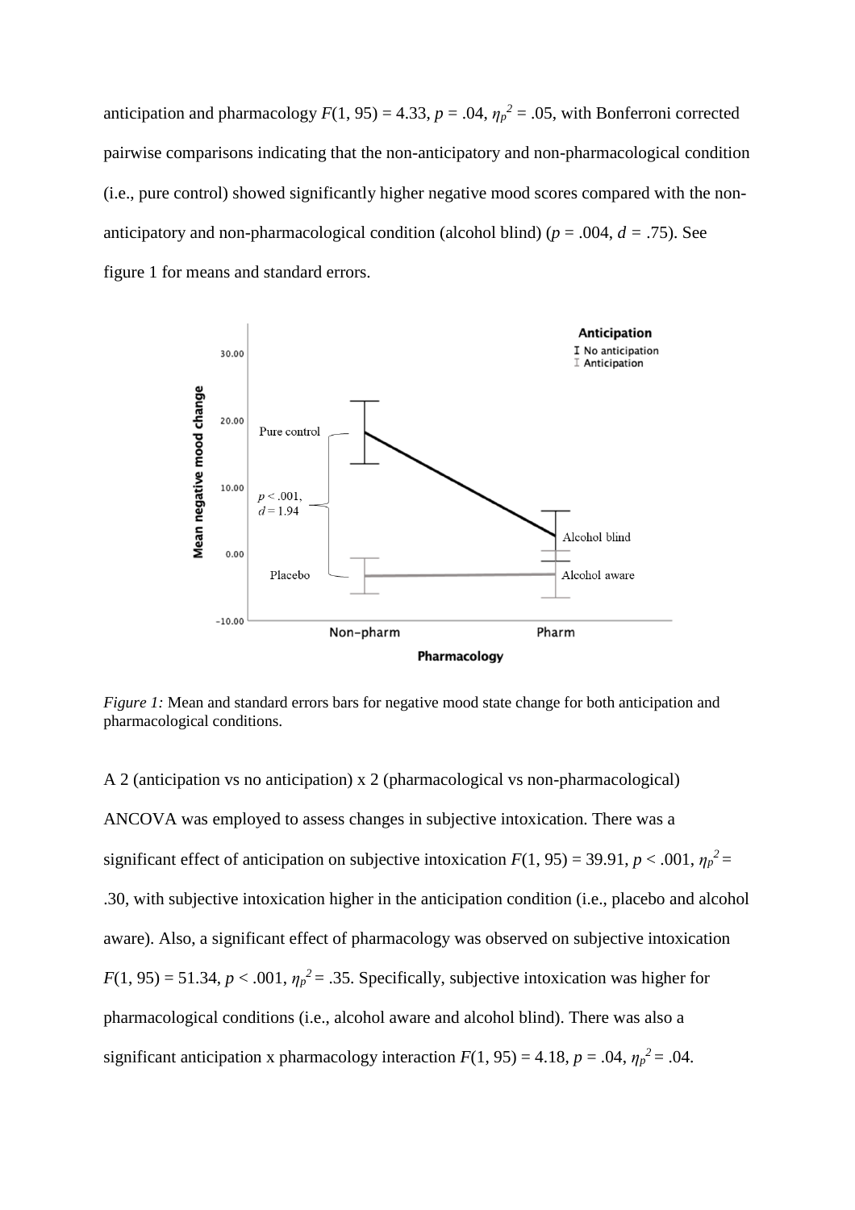anticipation and pharmacology $F(1, 95) = 4.33$, $p = .04$, $\eta_p^2 = .05$, with Bonferroni corrected pairwise comparisons indicating that the non-anticipatory and non-pharmacological condition (i.e., pure control) showed significantly higher negative mood scores compared with the non-anticipatory and non-pharmacological condition (alcohol blind) ($p = .004$, $d = .75$). See figure 1 for means and standard errors.

Anticipation
No anticipation
Anticipation

Mean negative mood change
30.00
20.00
10.00
0.00
-10.00

Pure control
$p < .001$,
$d = 1.94$
Placebo
Alcohol blind
Alcohol aware

Non-pharm
Pharm
Pharmacology

*Figure 1:* Mean and standard errors bars for negative mood state change for both anticipation and pharmacological conditions.

A 2 (anticipation vs no anticipation) x 2 (pharmacological vs non-pharmacological) ANCOVA was employed to assess changes in subjective intoxication. There was a significant effect of anticipation on subjective intoxication $F(1, 95) = 39.91$, $p < .001$, $\eta_p^2 = .30$, with subjective intoxication higher in the anticipation condition (i.e., placebo and alcohol aware). Also, a significant effect of pharmacology was observed on subjective intoxication $F(1, 95) = 51.34$, $p < .001$, $\eta_p^2 = .35$. Specifically, subjective intoxication was higher for pharmacological conditions (i.e., alcohol aware and alcohol blind). There was also a significant anticipation x pharmacology interaction $F(1, 95) = 4.18$, $p = .04$, $\eta_p^2 = .04$.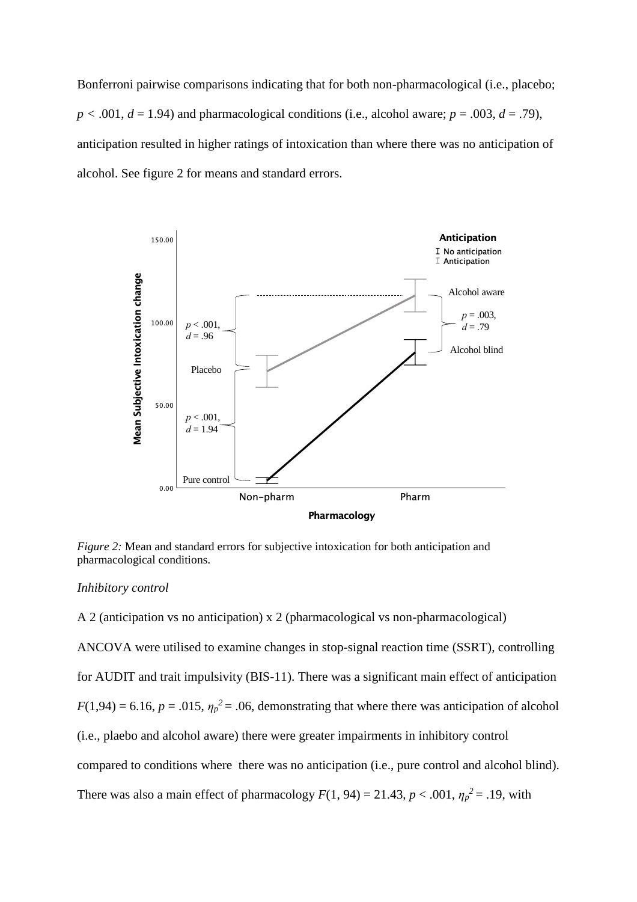Bonferroni pairwise comparisons indicating that for both non-pharmacological (i.e., placebo; $p < .001$, $d = 1.94$) and pharmacological conditions (i.e., alcohol aware; $p = .003$, $d = .79$), anticipation resulted in higher ratings of intoxication than where there was no anticipation of alcohol. See figure 2 for means and standard errors.

Anticipation
No anticipation
Anticipation

150.00
100.00
50.00
0.00

Mean Subjective Intoxication change

Alcohol aware
$p = .003$,
$d = .79$
Alcohol blind

$p < .001$,
$d = .96$

Placebo

$p < .001$,
$d = 1.94$

Pure control

Non-pharm
Pharm

Pharmacology

*Figure 2:* Mean and standard errors for subjective intoxication for both anticipation and pharmacological conditions.

*Inhibitory control*

A 2 (anticipation vs no anticipation) x 2 (pharmacological vs non-pharmacological) ANCOVA were utilised to examine changes in stop-signal reaction time (SSRT), controlling for AUDIT and trait impulsivity (BIS-11). There was a significant main effect of anticipation $F(1,94) = 6.16$, $p = .015$, $\eta_p^2 = .06$, demonstrating that where there was anticipation of alcohol (i.e., plaebo and alcohol aware) there were greater impairments in inhibitory control compared to conditions where there was no anticipation (i.e., pure control and alcohol blind). There was also a main effect of pharmacology $F(1, 94) = 21.43$, $p < .001$, $\eta_p^2 = .19$, with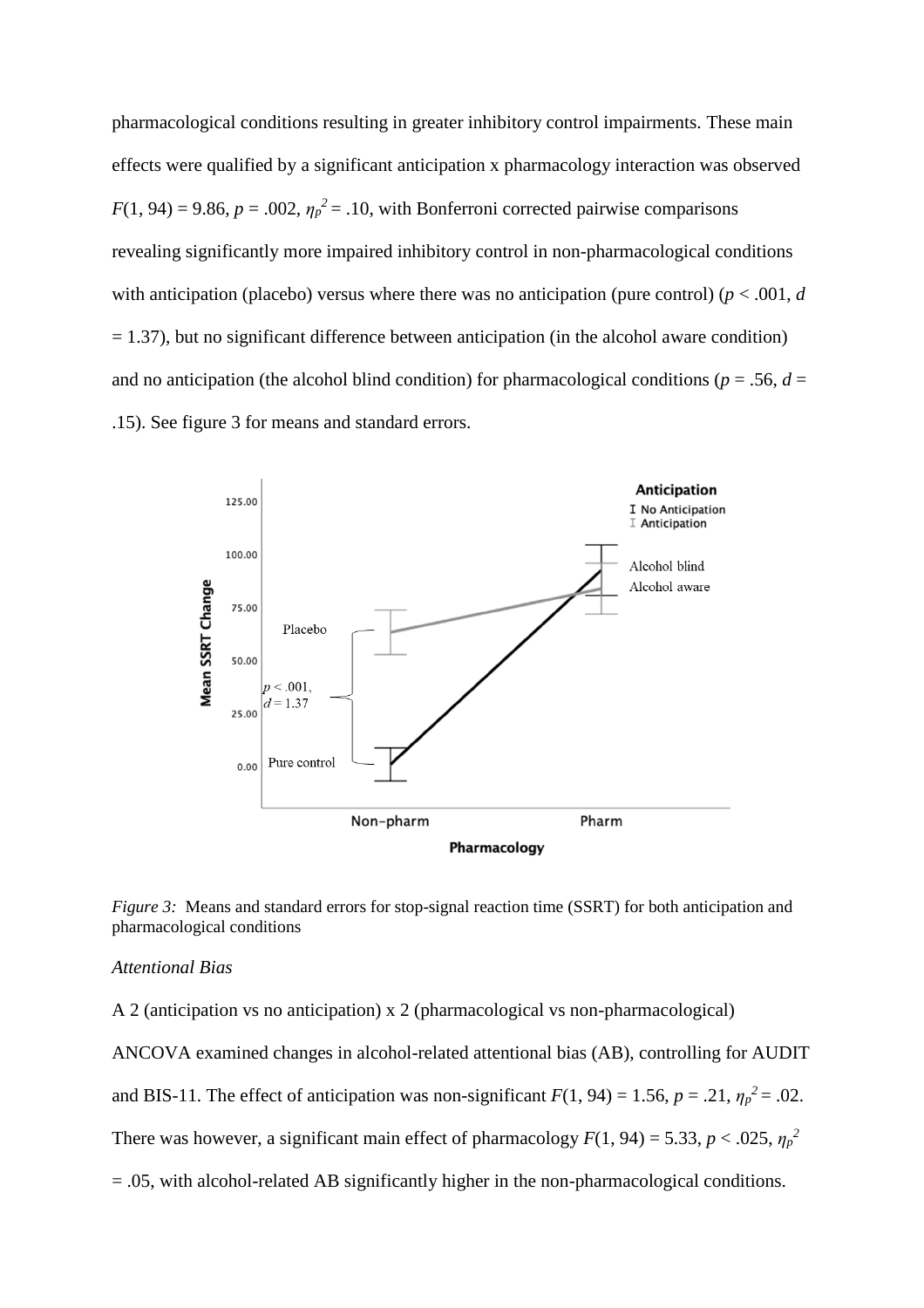pharmacological conditions resulting in greater inhibitory control impairments. These main effects were qualified by a significant anticipation x pharmacology interaction was observed $F(1, 94) = 9.86$, $p = .002$, $\eta_p^2 = .10$, with Bonferroni corrected pairwise comparisons revealing significantly more impaired inhibitory control in non-pharmacological conditions with anticipation (placebo) versus where there was no anticipation (pure control) ($p < .001$, $d = 1.37$), but no significant difference between anticipation (in the alcohol aware condition) and no anticipation (the alcohol blind condition) for pharmacological conditions ($p = .56$, $d = .15$). See figure 3 for means and standard errors.

Anticipation
No Anticipation
Anticipation

Mean SSRT Change

125.00
100.00
75.00
50.00
25.00
0.00

Placebo
$p < .001$,
$d = 1.37$
Pure control
Alcohol blind
Alcohol aware

Non-pharm
Pharm

Pharmacology

*Figure 3:* Means and standard errors for stop-signal reaction time (SSRT) for both anticipation and pharmacological conditions

*Attentional Bias*

A 2 (anticipation vs no anticipation) x 2 (pharmacological vs non-pharmacological) ANCOVA examined changes in alcohol-related attentional bias (AB), controlling for AUDIT and BIS-11. The effect of anticipation was non-significant $F(1, 94) = 1.56$, $p = .21$, $\eta_p^2 = .02$. There was however, a significant main effect of pharmacology $F(1, 94) = 5.33$, $p < .025$, $\eta_p^2 = .05$, with alcohol-related AB significantly higher in the non-pharmacological conditions.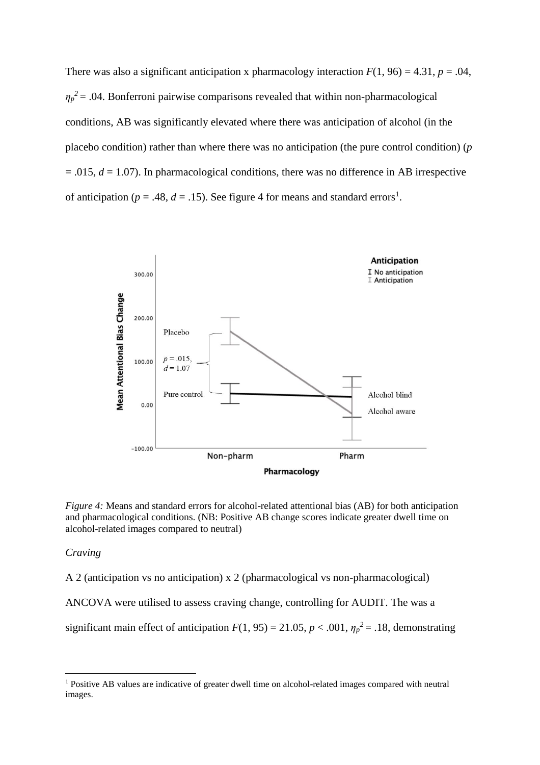There was also a significant anticipation x pharmacology interaction $F(1, 96) = 4.31$, $p = .04$, $\eta_p^2 = .04$. Bonferroni pairwise comparisons revealed that within non-pharmacological conditions, AB was significantly elevated where there was anticipation of alcohol (in the placebo condition) rather than where there was no anticipation (the pure control condition) ($p = .015$, $d = 1.07$). In pharmacological conditions, there was no difference in AB irrespective of anticipation ($p = .48$, $d = .15$). See figure 4 for means and standard errors[1].

Anticipation
No anticipation
Anticipation

Mean Attentional Bias Change

300.00
200.00
100.00
0.00
-100.00

Placebo
$p = .015$, $d = 1.07$
Pure control
Alcohol blind
Alcohol aware

Non-pharm
Pharm

Pharmacology

*Figure 4:* Means and standard errors for alcohol-related attentional bias (AB) for both anticipation and pharmacological conditions. (NB: Positive AB change scores indicate greater dwell time on alcohol-related images compared to neutral)

*Craving*

A 2 (anticipation vs no anticipation) x 2 (pharmacological vs non-pharmacological) ANCOVA were utilised to assess craving change, controlling for AUDIT. The was a significant main effect of anticipation $F(1, 95) = 21.05$, $p < .001$, $\eta_p^2 = .18$, demonstrating

[1] Positive AB values are indicative of greater dwell time on alcohol-related images compared with neutral images.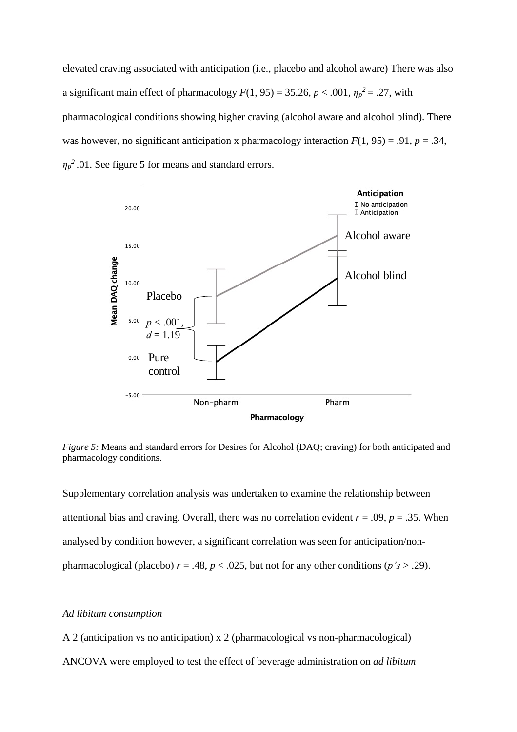elevated craving associated with anticipation (i.e., placebo and alcohol aware) There was also a significant main effect of pharmacology $F(1, 95) = 35.26$, $p < .001$, $\eta_p^2 = .27$, with pharmacological conditions showing higher craving (alcohol aware and alcohol blind). There was however, no significant anticipation x pharmacology interaction $F(1, 95) = .91$, $p = .34$, $\eta_p^2$ .01. See figure 5 for means and standard errors.

Anticipation
No anticipation
Anticipation
Alcohol aware
Alcohol blind
Placebo
$p < .001$, $d = 1.19$
Pure control
Mean DAQ change
20.00
15.00
10.00
5.00
0.00
-5.00
Non-pharm
Pharm
Pharmacology

*Figure 5:* Means and standard errors for Desires for Alcohol (DAQ; craving) for both anticipated and pharmacology conditions.

Supplementary correlation analysis was undertaken to examine the relationship between attentional bias and craving. Overall, there was no correlation evident $r = .09$, $p = .35$. When analysed by condition however, a significant correlation was seen for anticipation/non-pharmacological (placebo) $r = .48$, $p < .025$, but not for any other conditions ($p$*'s* $> .29$).

*Ad libitum consumption*

A 2 (anticipation vs no anticipation) x 2 (pharmacological vs non-pharmacological) ANCOVA were employed to test the effect of beverage administration on *ad libitum*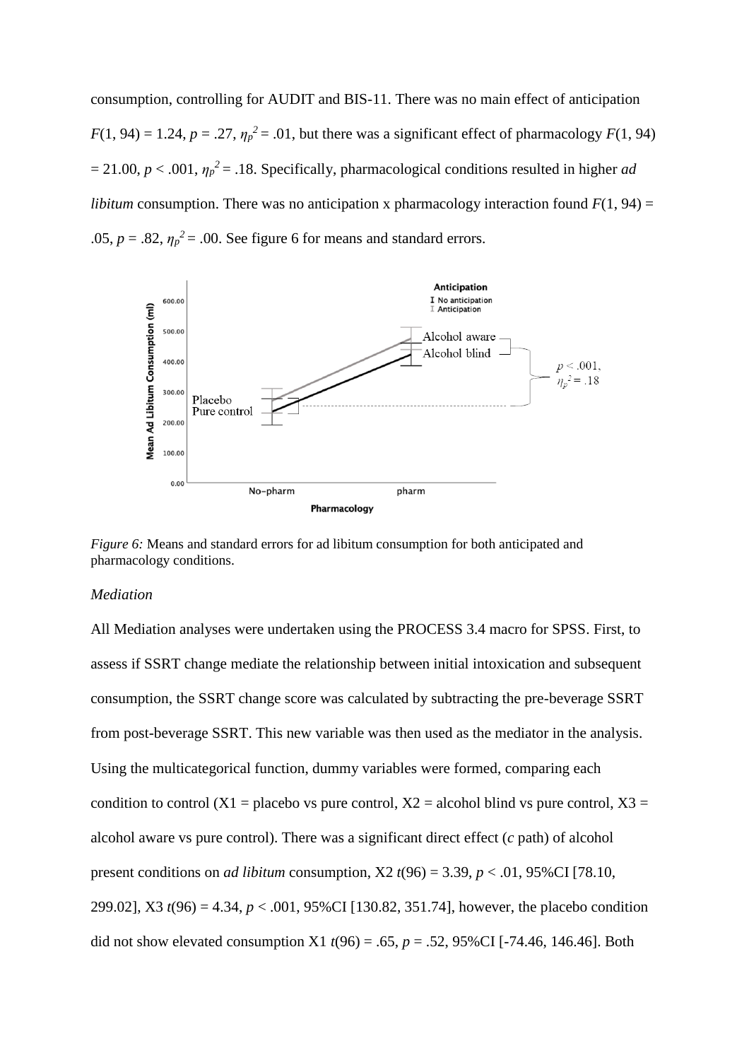consumption, controlling for AUDIT and BIS-11. There was no main effect of anticipation $F(1, 94) = 1.24$, $p = .27$, $\eta_p^2 = .01$, but there was a significant effect of pharmacology $F(1, 94) = 21.00$, $p < .001$, $\eta_p^2 = .18$. Specifically, pharmacological conditions resulted in higher *ad libitum* consumption. There was no anticipation x pharmacology interaction found $F(1, 94) = .05$, $p = .82$, $\eta_p^2 = .00$. See figure 6 for means and standard errors.

Anticipation
No anticipation
Anticipation
Mean Ad Libitum Consumption (ml)
600.00
500.00
400.00
300.00
200.00
100.00
0.00
Alcohol aware
Alcohol blind
Placebo
Pure control
$p < .001$,
$\eta_p^2 = .18$
No-pharm
pharm
Pharmacology

*Figure 6:* Means and standard errors for ad libitum consumption for both anticipated and pharmacology conditions.

*Mediation*

All Mediation analyses were undertaken using the PROCESS 3.4 macro for SPSS. First, to assess if SSRT change mediate the relationship between initial intoxication and subsequent consumption, the SSRT change score was calculated by subtracting the pre-beverage SSRT from post-beverage SSRT. This new variable was then used as the mediator in the analysis. Using the multicategorical function, dummy variables were formed, comparing each condition to control (X1 = placebo vs pure control, X2 = alcohol blind vs pure control, X3 = alcohol aware vs pure control). There was a significant direct effect (*c* path) of alcohol present conditions on *ad libitum* consumption, X2 $t(96) = 3.39$, $p < .01$, 95%CI [78.10, 299.02], X3 $t(96) = 4.34$, $p < .001$, 95%CI [130.82, 351.74], however, the placebo condition did not show elevated consumption X1 $t(96) = .65$, $p = .52$, 95%CI [-74.46, 146.46]. Both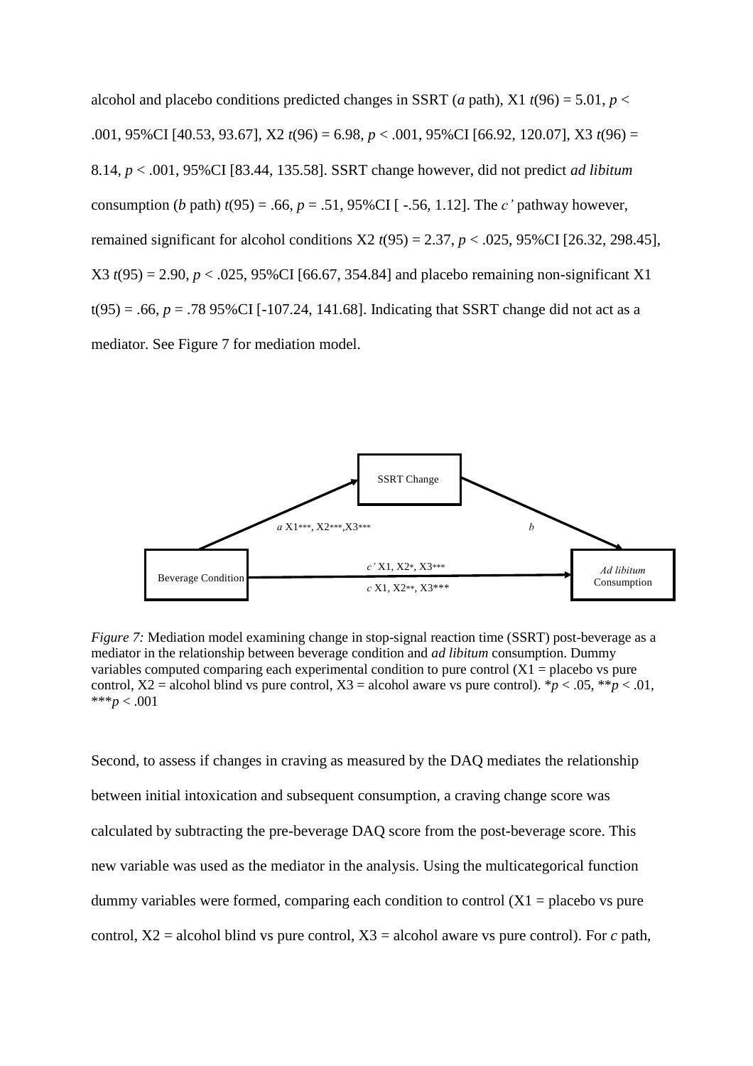alcohol and placebo conditions predicted changes in SSRT (*a* path), X1 $t(96) = 5.01$, $p < .001$, 95%CI [40.53, 93.67], X2 $t(96) = 6.98$, $p < .001$, 95%CI [66.92, 120.07], X3 $t(96) = 8.14$, $p < .001$, 95%CI [83.44, 135.58]. SSRT change however, did not predict *ad libitum* consumption (*b* path) $t(95) = .66$, $p = .51$, 95%CI [ -.56, 1.12]. The *c'* pathway however, remained significant for alcohol conditions X2 $t(95) = 2.37$, $p < .025$, 95%CI [26.32, 298.45], X3 $t(95) = 2.90$, $p < .025$, 95%CI [66.67, 354.84] and placebo remaining non-significant X1 $t(95) = .66$, $p = .78$ 95%CI [-107.24, 141.68]. Indicating that SSRT change did not act as a mediator. See Figure 7 for mediation model.

SSRT Change

*a* X1***, X2***,X3***

*b*

Beverage Condition

*c'* X1, X2*, X3***

*c* X1, X2**, X3***

*Ad libitum* Consumption

*Figure 7:* Mediation model examining change in stop-signal reaction time (SSRT) post-beverage as a mediator in the relationship between beverage condition and *ad libitum* consumption. Dummy variables computed comparing each experimental condition to pure control (X1 = placebo vs pure control, X2 = alcohol blind vs pure control, X3 = alcohol aware vs pure control). $*p < .05$, $**p < .01$, $***p < .001$

Second, to assess if changes in craving as measured by the DAQ mediates the relationship between initial intoxication and subsequent consumption, a craving change score was calculated by subtracting the pre-beverage DAQ score from the post-beverage score. This new variable was used as the mediator in the analysis. Using the multicategorical function dummy variables were formed, comparing each condition to control (X1 = placebo vs pure control, X2 = alcohol blind vs pure control, X3 = alcohol aware vs pure control). For *c* path,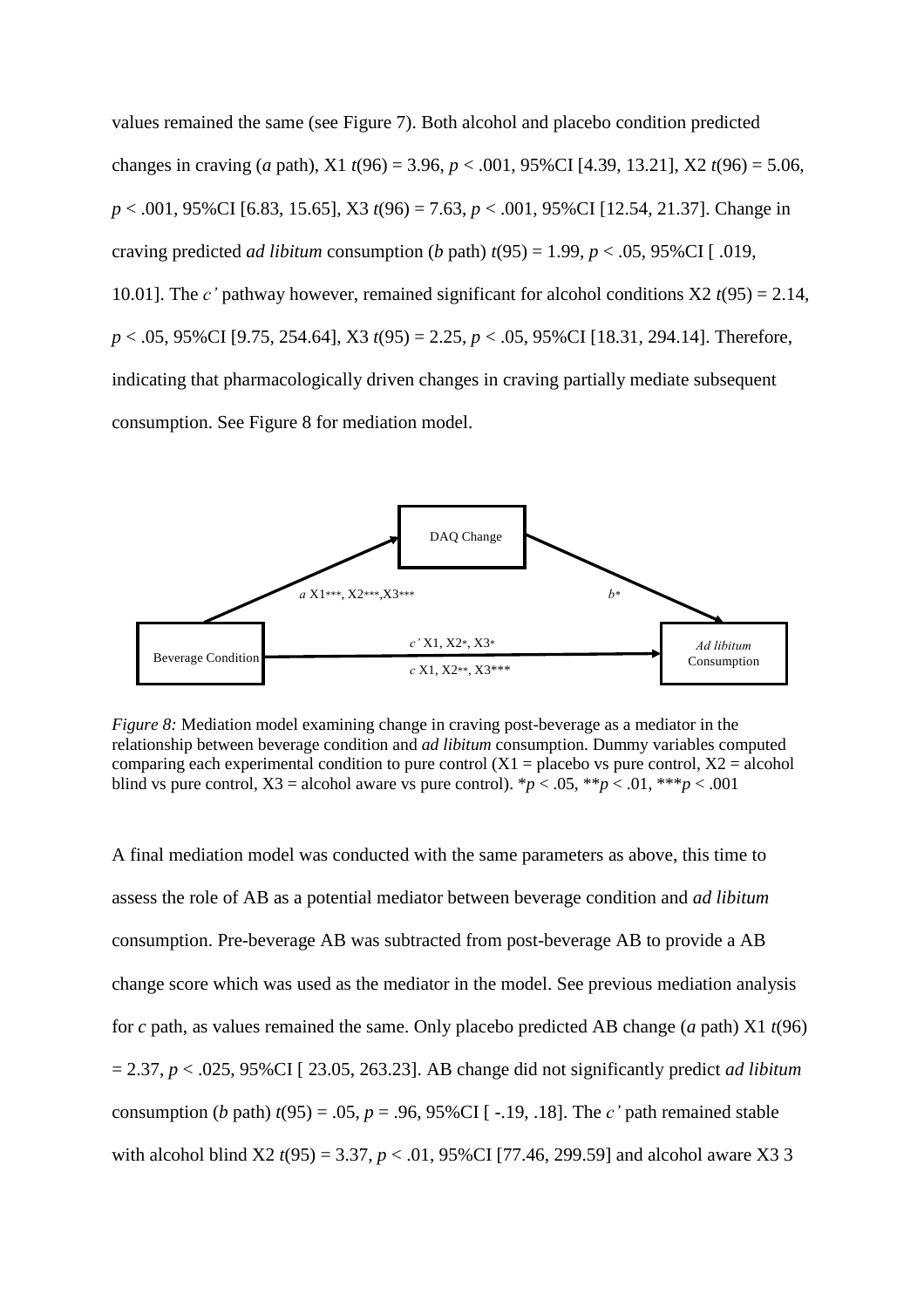values remained the same (see Figure 7). Both alcohol and placebo condition predicted changes in craving (*a* path), X1 $t(96) = 3.96$, $p < .001$, 95%CI [4.39, 13.21], X2 $t(96) = 5.06$, $p < .001$, 95%CI [6.83, 15.65], X3 $t(96) = 7.63$, $p < .001$, 95%CI [12.54, 21.37]. Change in craving predicted *ad libitum* consumption (*b* path) $t(95) = 1.99$, $p < .05$, 95%CI [ .019, 10.01]. The *c'* pathway however, remained significant for alcohol conditions X2 $t(95) = 2.14$, $p < .05$, 95%CI [9.75, 254.64], X3 $t(95) = 2.25$, $p < .05$, 95%CI [18.31, 294.14]. Therefore, indicating that pharmacologically driven changes in craving partially mediate subsequent consumption. See Figure 8 for mediation model.

DAQ Change

*a* X1***, X2***,X3***

*b**

Beverage Condition

*c'* X1, X2*, X3*

*c* X1, X2**, X3***

*Ad libitum* Consumption

*Figure 8:* Mediation model examining change in craving post-beverage as a mediator in the relationship between beverage condition and *ad libitum* consumption. Dummy variables computed comparing each experimental condition to pure control (X1 = placebo vs pure control, X2 = alcohol blind vs pure control, X3 = alcohol aware vs pure control). *$p < .05$, **$p < .01$, ***$p < .001$

A final mediation model was conducted with the same parameters as above, this time to assess the role of AB as a potential mediator between beverage condition and *ad libitum* consumption. Pre-beverage AB was subtracted from post-beverage AB to provide a AB change score which was used as the mediator in the model. See previous mediation analysis for *c* path, as values remained the same. Only placebo predicted AB change (*a* path) X1 $t(96) = 2.37$, $p < .025$, 95%CI [ 23.05, 263.23]. AB change did not significantly predict *ad libitum* consumption (*b* path) $t(95) = .05$, $p = .96$, 95%CI [ -.19, .18]. The *c'* path remained stable with alcohol blind X2 $t(95) = 3.37$, $p < .01$, 95%CI [77.46, 299.59] and alcohol aware X3 3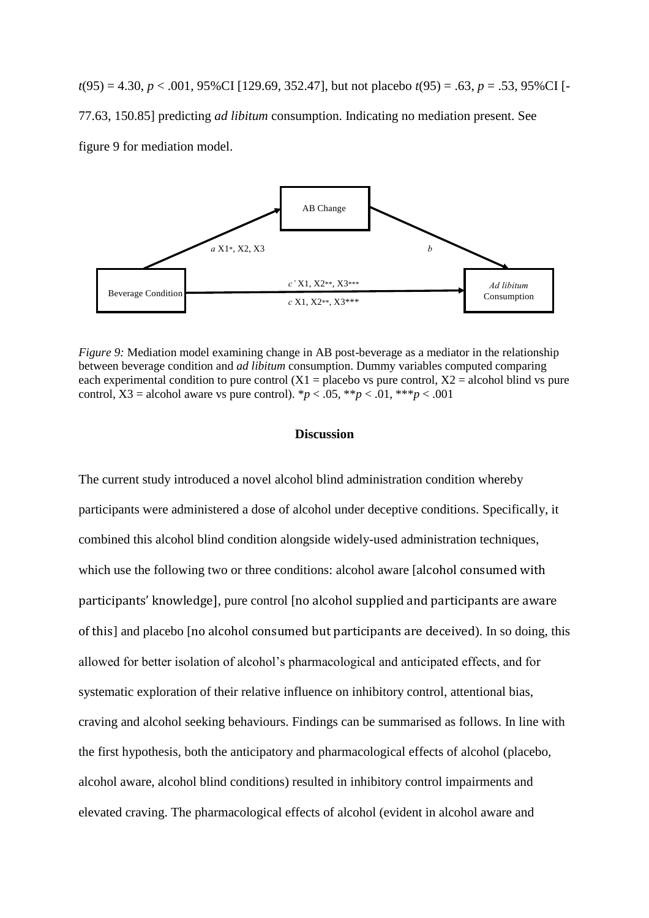$t(95) = 4.30$, $p < .001$, 95%CI [129.69, 352.47], but not placebo $t(95) = .63$, $p = .53$, 95%CI [-77.63, 150.85] predicting *ad libitum* consumption. Indicating no mediation present. See figure 9 for mediation model.

AB Change

*a* X1*, X2, X3

*b*

Beverage Condition

*c'* X1, X2**, X3***

*c* X1, X2**, X3***

*Ad libitum* Consumption

*Figure 9:* Mediation model examining change in AB post-beverage as a mediator in the relationship between beverage condition and *ad libitum* consumption. Dummy variables computed comparing each experimental condition to pure control (X1 = placebo vs pure control, X2 = alcohol blind vs pure control, X3 = alcohol aware vs pure control). *$p < .05$, **$p < .01$, ***$p < .001$

## Discussion

The current study introduced a novel alcohol blind administration condition whereby participants were administered a dose of alcohol under deceptive conditions. Specifically, it combined this alcohol blind condition alongside widely-used administration techniques, which use the following two or three conditions: alcohol aware [alcohol consumed with participants' knowledge], pure control [no alcohol supplied and participants are aware of this] and placebo [no alcohol consumed but participants are deceived). In so doing, this allowed for better isolation of alcohol's pharmacological and anticipated effects, and for systematic exploration of their relative influence on inhibitory control, attentional bias, craving and alcohol seeking behaviours. Findings can be summarised as follows. In line with the first hypothesis, both the anticipatory and pharmacological effects of alcohol (placebo, alcohol aware, alcohol blind conditions) resulted in inhibitory control impairments and elevated craving. The pharmacological effects of alcohol (evident in alcohol aware and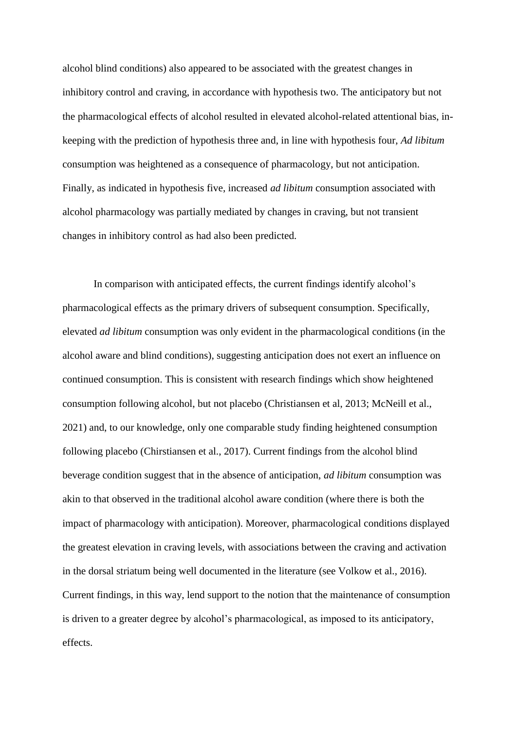alcohol blind conditions) also appeared to be associated with the greatest changes in inhibitory control and craving, in accordance with hypothesis two. The anticipatory but not the pharmacological effects of alcohol resulted in elevated alcohol-related attentional bias, in-keeping with the prediction of hypothesis three and, in line with hypothesis four, *Ad libitum* consumption was heightened as a consequence of pharmacology, but not anticipation. Finally, as indicated in hypothesis five, increased *ad libitum* consumption associated with alcohol pharmacology was partially mediated by changes in craving, but not transient changes in inhibitory control as had also been predicted.

In comparison with anticipated effects, the current findings identify alcohol's pharmacological effects as the primary drivers of subsequent consumption. Specifically, elevated *ad libitum* consumption was only evident in the pharmacological conditions (in the alcohol aware and blind conditions), suggesting anticipation does not exert an influence on continued consumption. This is consistent with research findings which show heightened consumption following alcohol, but not placebo (Christiansen et al, 2013; McNeill et al., 2021) and, to our knowledge, only one comparable study finding heightened consumption following placebo (Chirstiansen et al., 2017). Current findings from the alcohol blind beverage condition suggest that in the absence of anticipation, *ad libitum* consumption was akin to that observed in the traditional alcohol aware condition (where there is both the impact of pharmacology with anticipation). Moreover, pharmacological conditions displayed the greatest elevation in craving levels, with associations between the craving and activation in the dorsal striatum being well documented in the literature (see Volkow et al., 2016). Current findings, in this way, lend support to the notion that the maintenance of consumption is driven to a greater degree by alcohol's pharmacological, as imposed to its anticipatory, effects.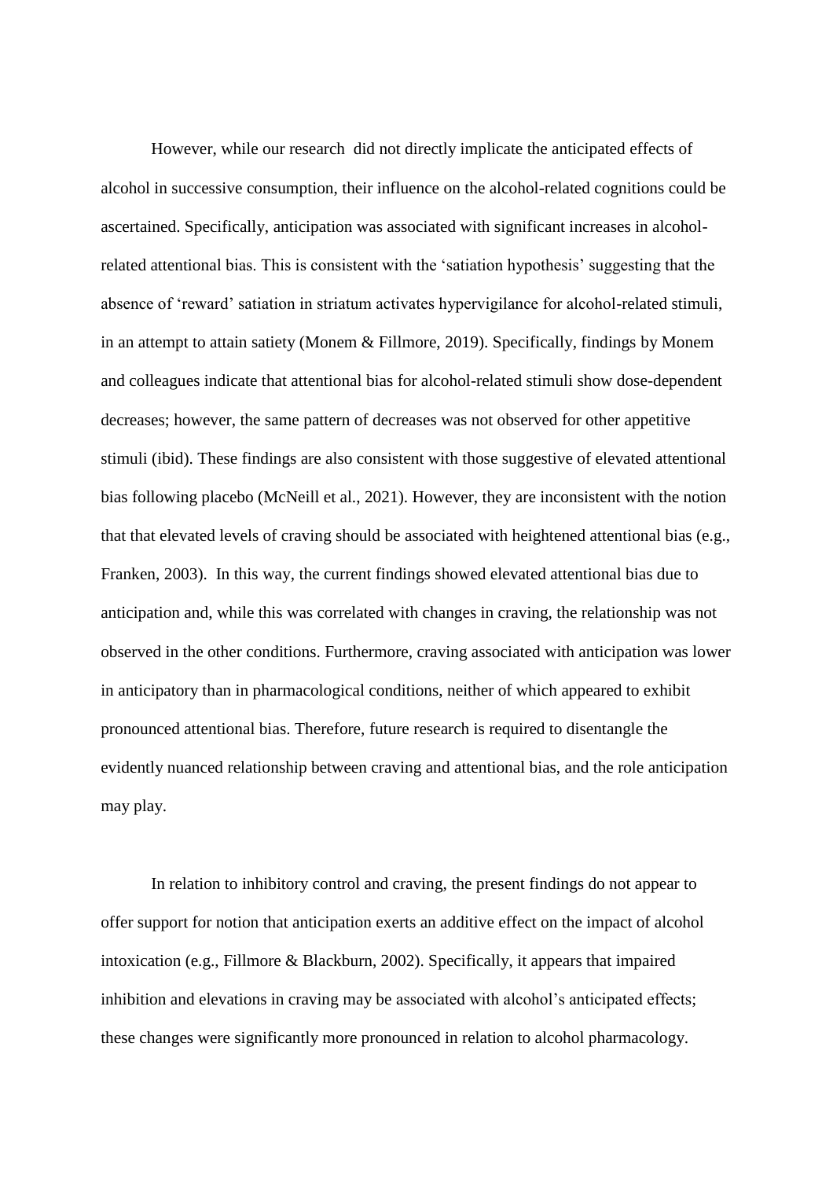However, while our research  did not directly implicate the anticipated effects of alcohol in successive consumption, their influence on the alcohol-related cognitions could be ascertained. Specifically, anticipation was associated with significant increases in alcohol-related attentional bias. This is consistent with the 'satiation hypothesis' suggesting that the absence of 'reward' satiation in striatum activates hypervigilance for alcohol-related stimuli, in an attempt to attain satiety (Monem & Fillmore, 2019). Specifically, findings by Monem and colleagues indicate that attentional bias for alcohol-related stimuli show dose-dependent decreases; however, the same pattern of decreases was not observed for other appetitive stimuli (ibid). These findings are also consistent with those suggestive of elevated attentional bias following placebo (McNeill et al., 2021). However, they are inconsistent with the notion that that elevated levels of craving should be associated with heightened attentional bias (e.g., Franken, 2003).  In this way, the current findings showed elevated attentional bias due to anticipation and, while this was correlated with changes in craving, the relationship was not observed in the other conditions. Furthermore, craving associated with anticipation was lower in anticipatory than in pharmacological conditions, neither of which appeared to exhibit pronounced attentional bias. Therefore, future research is required to disentangle the evidently nuanced relationship between craving and attentional bias, and the role anticipation may play.

In relation to inhibitory control and craving, the present findings do not appear to offer support for notion that anticipation exerts an additive effect on the impact of alcohol intoxication (e.g., Fillmore & Blackburn, 2002). Specifically, it appears that impaired inhibition and elevations in craving may be associated with alcohol's anticipated effects; these changes were significantly more pronounced in relation to alcohol pharmacology.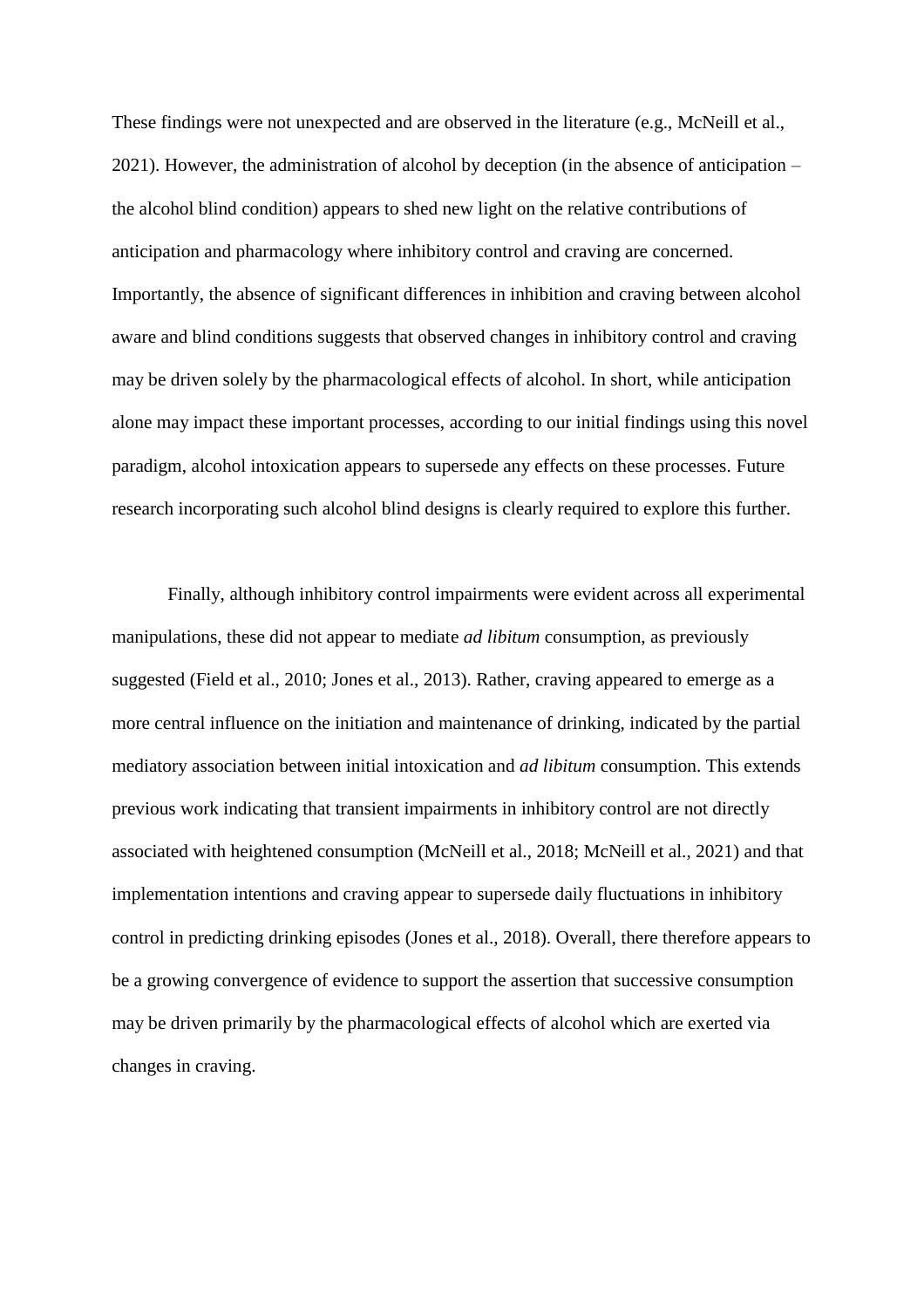These findings were not unexpected and are observed in the literature (e.g., McNeill et al., 2021). However, the administration of alcohol by deception (in the absence of anticipation – the alcohol blind condition) appears to shed new light on the relative contributions of anticipation and pharmacology where inhibitory control and craving are concerned. Importantly, the absence of significant differences in inhibition and craving between alcohol aware and blind conditions suggests that observed changes in inhibitory control and craving may be driven solely by the pharmacological effects of alcohol. In short, while anticipation alone may impact these important processes, according to our initial findings using this novel paradigm, alcohol intoxication appears to supersede any effects on these processes. Future research incorporating such alcohol blind designs is clearly required to explore this further.

Finally, although inhibitory control impairments were evident across all experimental manipulations, these did not appear to mediate *ad libitum* consumption, as previously suggested (Field et al., 2010; Jones et al., 2013). Rather, craving appeared to emerge as a more central influence on the initiation and maintenance of drinking, indicated by the partial mediatory association between initial intoxication and *ad libitum* consumption. This extends previous work indicating that transient impairments in inhibitory control are not directly associated with heightened consumption (McNeill et al., 2018; McNeill et al., 2021) and that implementation intentions and craving appear to supersede daily fluctuations in inhibitory control in predicting drinking episodes (Jones et al., 2018). Overall, there therefore appears to be a growing convergence of evidence to support the assertion that successive consumption may be driven primarily by the pharmacological effects of alcohol which are exerted via changes in craving.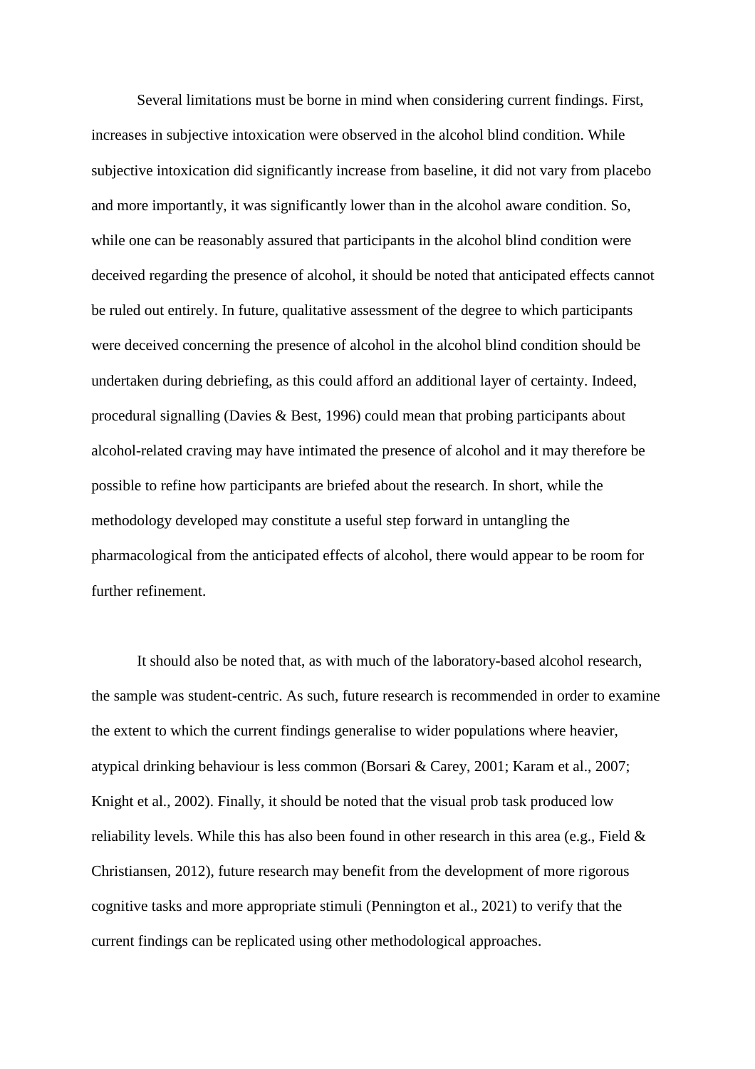Several limitations must be borne in mind when considering current findings. First, increases in subjective intoxication were observed in the alcohol blind condition. While subjective intoxication did significantly increase from baseline, it did not vary from placebo and more importantly, it was significantly lower than in the alcohol aware condition. So, while one can be reasonably assured that participants in the alcohol blind condition were deceived regarding the presence of alcohol, it should be noted that anticipated effects cannot be ruled out entirely. In future, qualitative assessment of the degree to which participants were deceived concerning the presence of alcohol in the alcohol blind condition should be undertaken during debriefing, as this could afford an additional layer of certainty. Indeed, procedural signalling (Davies & Best, 1996) could mean that probing participants about alcohol-related craving may have intimated the presence of alcohol and it may therefore be possible to refine how participants are briefed about the research. In short, while the methodology developed may constitute a useful step forward in untangling the pharmacological from the anticipated effects of alcohol, there would appear to be room for further refinement.

It should also be noted that, as with much of the laboratory-based alcohol research, the sample was student-centric. As such, future research is recommended in order to examine the extent to which the current findings generalise to wider populations where heavier, atypical drinking behaviour is less common (Borsari & Carey, 2001; Karam et al., 2007; Knight et al., 2002). Finally, it should be noted that the visual prob task produced low reliability levels. While this has also been found in other research in this area (e.g., Field & Christiansen, 2012), future research may benefit from the development of more rigorous cognitive tasks and more appropriate stimuli (Pennington et al., 2021) to verify that the current findings can be replicated using other methodological approaches.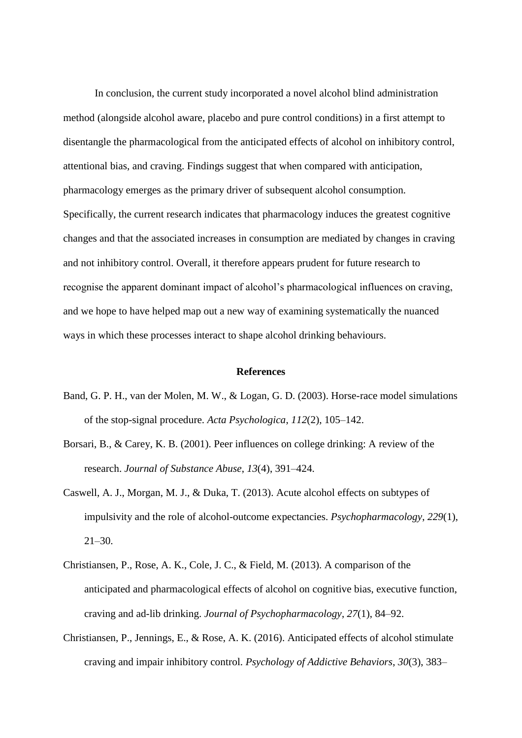In conclusion, the current study incorporated a novel alcohol blind administration method (alongside alcohol aware, placebo and pure control conditions) in a first attempt to disentangle the pharmacological from the anticipated effects of alcohol on inhibitory control, attentional bias, and craving. Findings suggest that when compared with anticipation, pharmacology emerges as the primary driver of subsequent alcohol consumption. Specifically, the current research indicates that pharmacology induces the greatest cognitive changes and that the associated increases in consumption are mediated by changes in craving and not inhibitory control. Overall, it therefore appears prudent for future research to recognise the apparent dominant impact of alcohol's pharmacological influences on craving, and we hope to have helped map out a new way of examining systematically the nuanced ways in which these processes interact to shape alcohol drinking behaviours.

## References

Band, G. P. H., van der Molen, M. W., & Logan, G. D. (2003). Horse-race model simulations of the stop-signal procedure. *Acta Psychologica*, *112*(2), 105–142.

Borsari, B., & Carey, K. B. (2001). Peer influences on college drinking: A review of the research. *Journal of Substance Abuse*, *13*(4), 391–424.

Caswell, A. J., Morgan, M. J., & Duka, T. (2013). Acute alcohol effects on subtypes of impulsivity and the role of alcohol-outcome expectancies. *Psychopharmacology*, *229*(1), 21–30.

Christiansen, P., Rose, A. K., Cole, J. C., & Field, M. (2013). A comparison of the anticipated and pharmacological effects of alcohol on cognitive bias, executive function, craving and ad-lib drinking. *Journal of Psychopharmacology*, *27*(1), 84–92.

Christiansen, P., Jennings, E., & Rose, A. K. (2016). Anticipated effects of alcohol stimulate craving and impair inhibitory control. *Psychology of Addictive Behaviors*, *30*(3), 383–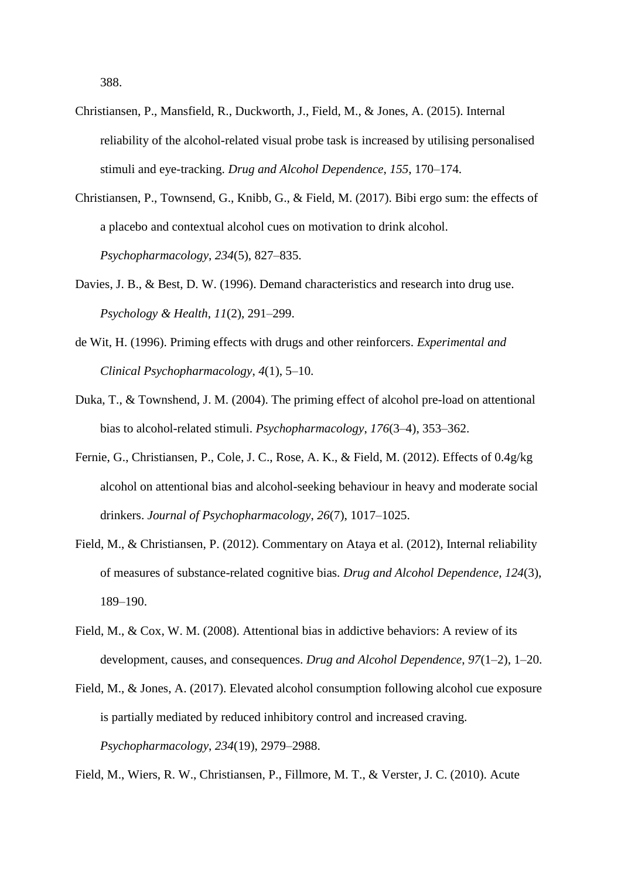388.

Christiansen, P., Mansfield, R., Duckworth, J., Field, M., & Jones, A. (2015). Internal reliability of the alcohol-related visual probe task is increased by utilising personalised stimuli and eye-tracking. *Drug and Alcohol Dependence*, *155*, 170–174.

Christiansen, P., Townsend, G., Knibb, G., & Field, M. (2017). Bibi ergo sum: the effects of a placebo and contextual alcohol cues on motivation to drink alcohol. *Psychopharmacology*, *234*(5), 827–835.

Davies, J. B., & Best, D. W. (1996). Demand characteristics and research into drug use. *Psychology & Health*, *11*(2), 291–299.

de Wit, H. (1996). Priming effects with drugs and other reinforcers. *Experimental and Clinical Psychopharmacology*, *4*(1), 5–10.

Duka, T., & Townshend, J. M. (2004). The priming effect of alcohol pre-load on attentional bias to alcohol-related stimuli. *Psychopharmacology*, *176*(3–4), 353–362.

Fernie, G., Christiansen, P., Cole, J. C., Rose, A. K., & Field, M. (2012). Effects of 0.4g/kg alcohol on attentional bias and alcohol-seeking behaviour in heavy and moderate social drinkers. *Journal of Psychopharmacology*, *26*(7), 1017–1025.

Field, M., & Christiansen, P. (2012). Commentary on Ataya et al. (2012), Internal reliability of measures of substance-related cognitive bias. *Drug and Alcohol Dependence*, *124*(3), 189–190.

Field, M., & Cox, W. M. (2008). Attentional bias in addictive behaviors: A review of its development, causes, and consequences. *Drug and Alcohol Dependence*, *97*(1–2), 1–20.

Field, M., & Jones, A. (2017). Elevated alcohol consumption following alcohol cue exposure is partially mediated by reduced inhibitory control and increased craving. *Psychopharmacology*, *234*(19), 2979–2988.

Field, M., Wiers, R. W., Christiansen, P., Fillmore, M. T., & Verster, J. C. (2010). Acute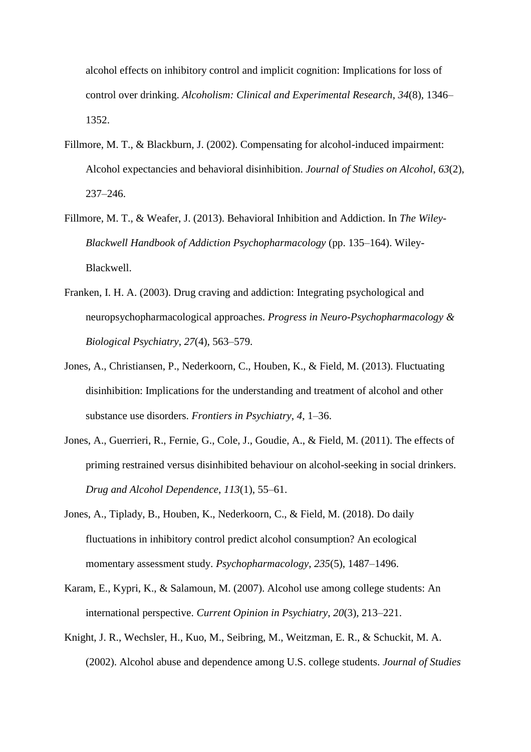alcohol effects on inhibitory control and implicit cognition: Implications for loss of control over drinking. *Alcoholism: Clinical and Experimental Research*, *34*(8), 1346–1352.

Fillmore, M. T., & Blackburn, J. (2002). Compensating for alcohol-induced impairment: Alcohol expectancies and behavioral disinhibition. *Journal of Studies on Alcohol*, *63*(2), 237–246.

Fillmore, M. T., & Weafer, J. (2013). Behavioral Inhibition and Addiction. In *The Wiley-Blackwell Handbook of Addiction Psychopharmacology* (pp. 135–164). Wiley-Blackwell.

Franken, I. H. A. (2003). Drug craving and addiction: Integrating psychological and neuropsychopharmacological approaches. *Progress in Neuro-Psychopharmacology & Biological Psychiatry*, *27*(4), 563–579.

Jones, A., Christiansen, P., Nederkoorn, C., Houben, K., & Field, M. (2013). Fluctuating disinhibition: Implications for the understanding and treatment of alcohol and other substance use disorders. *Frontiers in Psychiatry*, *4*, 1–36.

Jones, A., Guerrieri, R., Fernie, G., Cole, J., Goudie, A., & Field, M. (2011). The effects of priming restrained versus disinhibited behaviour on alcohol-seeking in social drinkers. *Drug and Alcohol Dependence*, *113*(1), 55–61.

Jones, A., Tiplady, B., Houben, K., Nederkoorn, C., & Field, M. (2018). Do daily fluctuations in inhibitory control predict alcohol consumption? An ecological momentary assessment study. *Psychopharmacology*, *235*(5), 1487–1496.

Karam, E., Kypri, K., & Salamoun, M. (2007). Alcohol use among college students: An international perspective. *Current Opinion in Psychiatry*, *20*(3), 213–221.

Knight, J. R., Wechsler, H., Kuo, M., Seibring, M., Weitzman, E. R., & Schuckit, M. A. (2002). Alcohol abuse and dependence among U.S. college students. *Journal of Studies*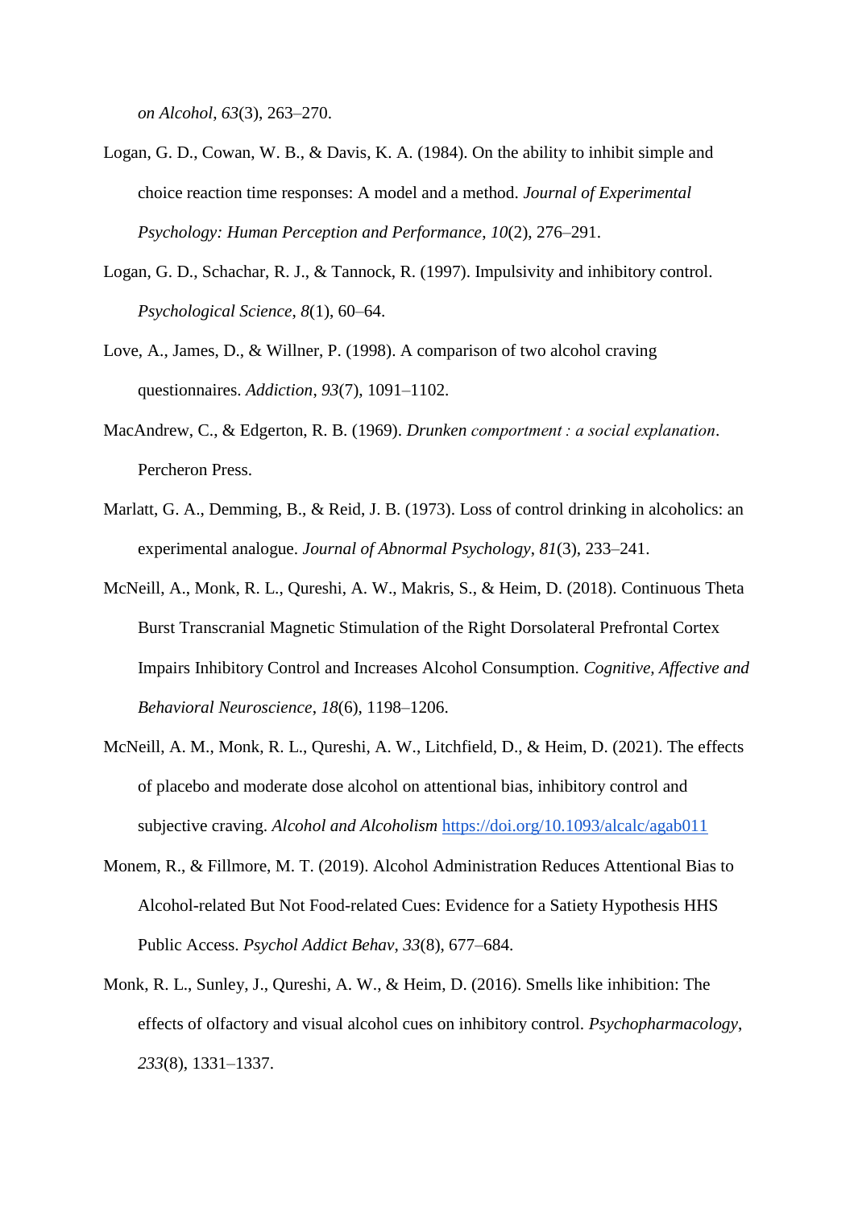*on Alcohol*, *63*(3), 263–270.

Logan, G. D., Cowan, W. B., & Davis, K. A. (1984). On the ability to inhibit simple and choice reaction time responses: A model and a method. *Journal of Experimental Psychology: Human Perception and Performance*, *10*(2), 276–291.

Logan, G. D., Schachar, R. J., & Tannock, R. (1997). Impulsivity and inhibitory control. *Psychological Science*, *8*(1), 60–64.

Love, A., James, D., & Willner, P. (1998). A comparison of two alcohol craving questionnaires. *Addiction*, *93*(7), 1091–1102.

MacAndrew, C., & Edgerton, R. B. (1969). *Drunken comportment : a social explanation*. Percheron Press.

Marlatt, G. A., Demming, B., & Reid, J. B. (1973). Loss of control drinking in alcoholics: an experimental analogue. *Journal of Abnormal Psychology*, *81*(3), 233–241.

McNeill, A., Monk, R. L., Qureshi, A. W., Makris, S., & Heim, D. (2018). Continuous Theta Burst Transcranial Magnetic Stimulation of the Right Dorsolateral Prefrontal Cortex Impairs Inhibitory Control and Increases Alcohol Consumption. *Cognitive, Affective and Behavioral Neuroscience*, *18*(6), 1198–1206.

McNeill, A. M., Monk, R. L., Qureshi, A. W., Litchfield, D., & Heim, D. (2021). The effects of placebo and moderate dose alcohol on attentional bias, inhibitory control and subjective craving. *Alcohol and Alcoholism* https://doi.org/10.1093/alcalc/agab011

Monem, R., & Fillmore, M. T. (2019). Alcohol Administration Reduces Attentional Bias to Alcohol-related But Not Food-related Cues: Evidence for a Satiety Hypothesis HHS Public Access. *Psychol Addict Behav*, *33*(8), 677–684.

Monk, R. L., Sunley, J., Qureshi, A. W., & Heim, D. (2016). Smells like inhibition: The effects of olfactory and visual alcohol cues on inhibitory control. *Psychopharmacology*, *233*(8), 1331–1337.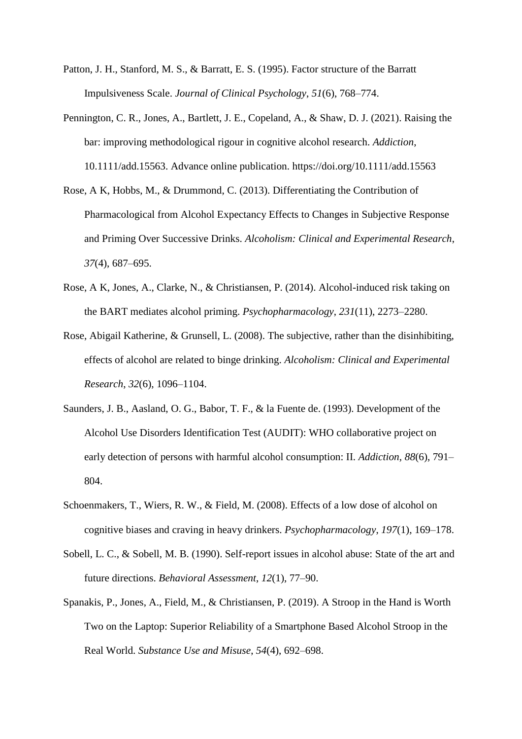Patton, J. H., Stanford, M. S., & Barratt, E. S. (1995). Factor structure of the Barratt Impulsiveness Scale. *Journal of Clinical Psychology*, *51*(6), 768–774.

Pennington, C. R., Jones, A., Bartlett, J. E., Copeland, A., & Shaw, D. J. (2021). Raising the bar: improving methodological rigour in cognitive alcohol research. *Addiction*, 10.1111/add.15563. Advance online publication. https://doi.org/10.1111/add.15563

Rose, A K, Hobbs, M., & Drummond, C. (2013). Differentiating the Contribution of Pharmacological from Alcohol Expectancy Effects to Changes in Subjective Response and Priming Over Successive Drinks. *Alcoholism: Clinical and Experimental Research*, *37*(4), 687–695.

Rose, A K, Jones, A., Clarke, N., & Christiansen, P. (2014). Alcohol-induced risk taking on the BART mediates alcohol priming. *Psychopharmacology*, *231*(11), 2273–2280.

Rose, Abigail Katherine, & Grunsell, L. (2008). The subjective, rather than the disinhibiting, effects of alcohol are related to binge drinking. *Alcoholism: Clinical and Experimental Research*, *32*(6), 1096–1104.

Saunders, J. B., Aasland, O. G., Babor, T. F., & la Fuente de. (1993). Development of the Alcohol Use Disorders Identification Test (AUDIT): WHO collaborative project on early detection of persons with harmful alcohol consumption: II. *Addiction*, *88*(6), 791–804.

Schoenmakers, T., Wiers, R. W., & Field, M. (2008). Effects of a low dose of alcohol on cognitive biases and craving in heavy drinkers. *Psychopharmacology*, *197*(1), 169–178.

Sobell, L. C., & Sobell, M. B. (1990). Self-report issues in alcohol abuse: State of the art and future directions. *Behavioral Assessment*, *12*(1), 77–90.

Spanakis, P., Jones, A., Field, M., & Christiansen, P. (2019). A Stroop in the Hand is Worth Two on the Laptop: Superior Reliability of a Smartphone Based Alcohol Stroop in the Real World. *Substance Use and Misuse, 54*(4), 692–698.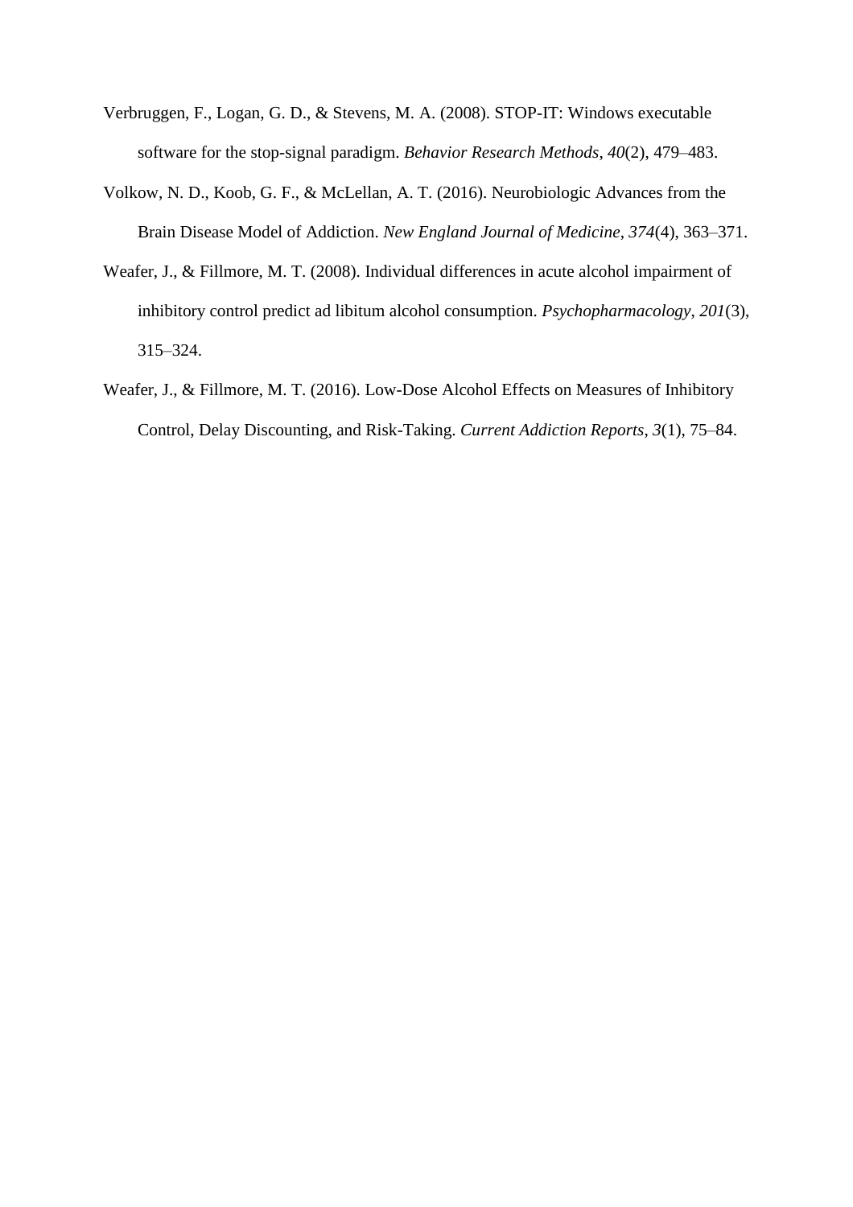Verbruggen, F., Logan, G. D., & Stevens, M. A. (2008). STOP-IT: Windows executable software for the stop-signal paradigm. *Behavior Research Methods*, *40*(2), 479–483.

Volkow, N. D., Koob, G. F., & McLellan, A. T. (2016). Neurobiologic Advances from the Brain Disease Model of Addiction. *New England Journal of Medicine*, *374*(4), 363–371.

Weafer, J., & Fillmore, M. T. (2008). Individual differences in acute alcohol impairment of inhibitory control predict ad libitum alcohol consumption. *Psychopharmacology*, *201*(3), 315–324.

Weafer, J., & Fillmore, M. T. (2016). Low-Dose Alcohol Effects on Measures of Inhibitory Control, Delay Discounting, and Risk-Taking. *Current Addiction Reports*, *3*(1), 75–84.